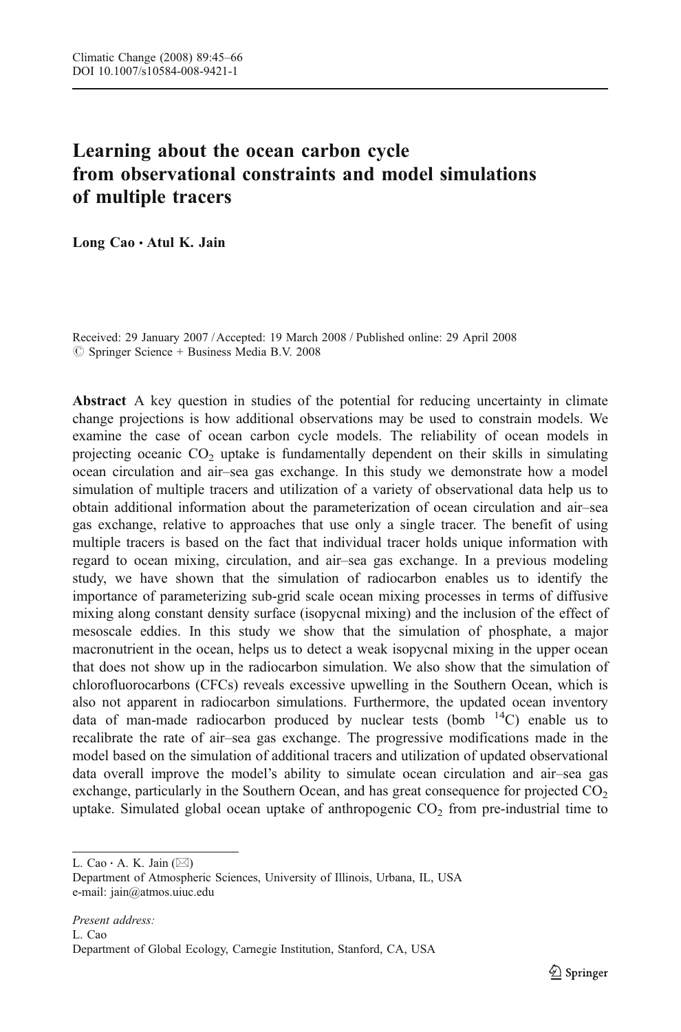# Learning about the ocean carbon cycle from observational constraints and model simulations of multiple tracers

**Long Cao · Atul K. Jain**

Received: 29 January 2007 / Accepted: 19 March 2008 / Published online: 29 April 2008
© Springer Science + Business Media B.V. 2008

**Abstract** A key question in studies of the potential for reducing uncertainty in climate change projections is how additional observations may be used to constrain models. We examine the case of ocean carbon cycle models. The reliability of ocean models in projecting oceanic $CO_2$ uptake is fundamentally dependent on their skills in simulating ocean circulation and air–sea gas exchange. In this study we demonstrate how a model simulation of multiple tracers and utilization of a variety of observational data help us to obtain additional information about the parameterization of ocean circulation and air–sea gas exchange, relative to approaches that use only a single tracer. The benefit of using multiple tracers is based on the fact that individual tracer holds unique information with regard to ocean mixing, circulation, and air–sea gas exchange. In a previous modeling study, we have shown that the simulation of radiocarbon enables us to identify the importance of parameterizing sub-grid scale ocean mixing processes in terms of diffusive mixing along constant density surface (isopycnal mixing) and the inclusion of the effect of mesoscale eddies. In this study we show that the simulation of phosphate, a major macronutrient in the ocean, helps us to detect a weak isopycnal mixing in the upper ocean that does not show up in the radiocarbon simulation. We also show that the simulation of chlorofluorocarbons (CFCs) reveals excessive upwelling in the Southern Ocean, which is also not apparent in radiocarbon simulations. Furthermore, the updated ocean inventory data of man-made radiocarbon produced by nuclear tests (bomb $^{14}C$) enable us to recalibrate the rate of air–sea gas exchange. The progressive modifications made in the model based on the simulation of additional tracers and utilization of updated observational data overall improve the model's ability to simulate ocean circulation and air–sea gas exchange, particularly in the Southern Ocean, and has great consequence for projected $CO_2$ uptake. Simulated global ocean uptake of anthropogenic $CO_2$ from pre-industrial time to

---

L. Cao · A. K. Jain (✉)
Department of Atmospheric Sciences, University of Illinois, Urbana, IL, USA
e-mail: jain@atmos.uiuc.edu

*Present address:*
L. Cao
Department of Global Ecology, Carnegie Institution, Stanford, CA, USA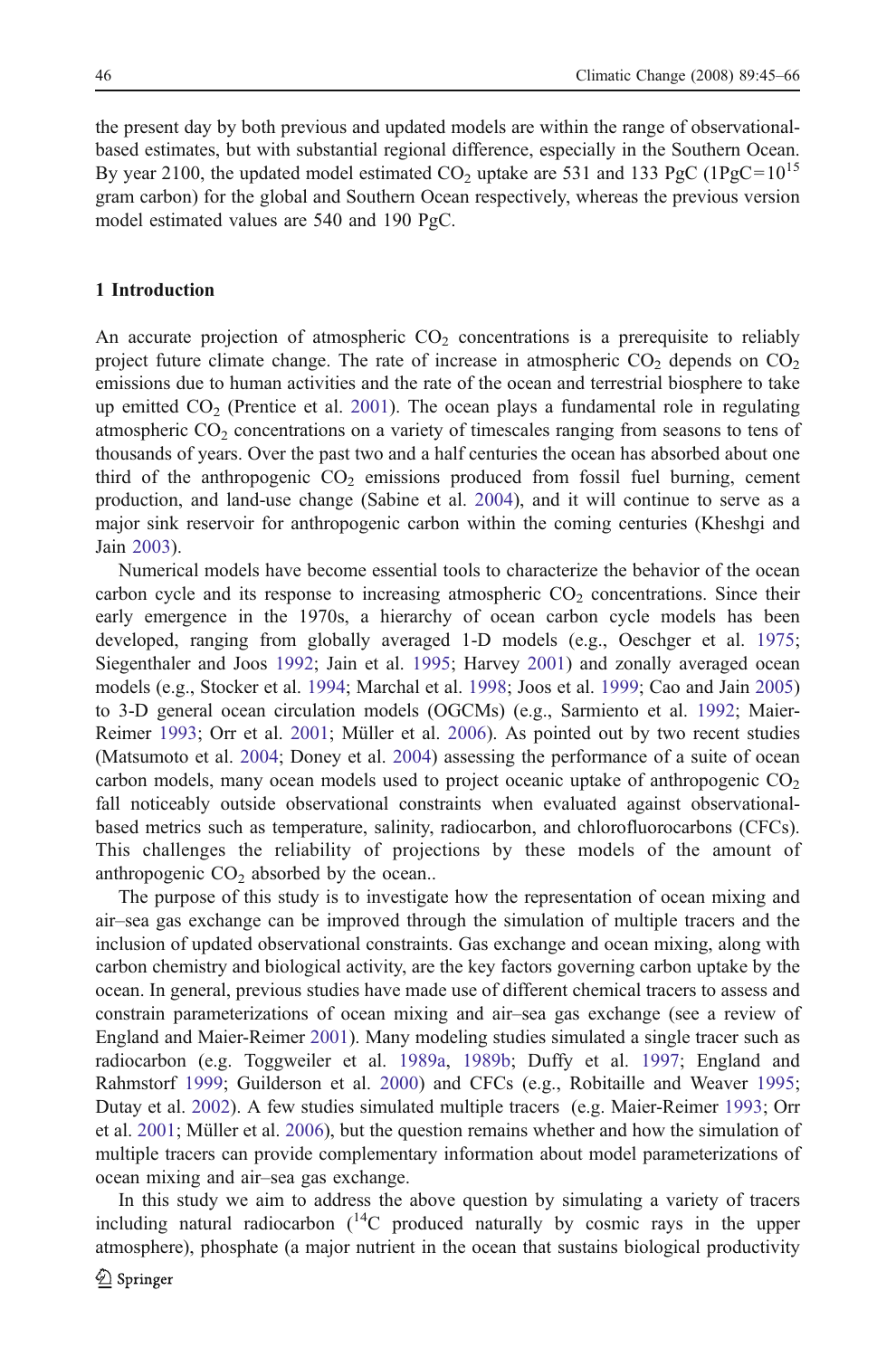the present day by both previous and updated models are within the range of observational-based estimates, but with substantial regional difference, especially in the Southern Ocean. By year 2100, the updated model estimated $CO_2$ uptake are 531 and 133 PgC (1PgC=$10^{15}$ gram carbon) for the global and Southern Ocean respectively, whereas the previous version model estimated values are 540 and 190 PgC.

## 1 Introduction

An accurate projection of atmospheric $CO_2$ concentrations is a prerequisite to reliably project future climate change. The rate of increase in atmospheric $CO_2$ depends on $CO_2$ emissions due to human activities and the rate of the ocean and terrestrial biosphere to take up emitted $CO_2$ (Prentice et al. 2001). The ocean plays a fundamental role in regulating atmospheric $CO_2$ concentrations on a variety of timescales ranging from seasons to tens of thousands of years. Over the past two and a half centuries the ocean has absorbed about one third of the anthropogenic $CO_2$ emissions produced from fossil fuel burning, cement production, and land-use change (Sabine et al. 2004), and it will continue to serve as a major sink reservoir for anthropogenic carbon within the coming centuries (Kheshgi and Jain 2003).

Numerical models have become essential tools to characterize the behavior of the ocean carbon cycle and its response to increasing atmospheric $CO_2$ concentrations. Since their early emergence in the 1970s, a hierarchy of ocean carbon cycle models has been developed, ranging from globally averaged 1-D models (e.g., Oeschger et al. 1975; Siegenthaler and Joos 1992; Jain et al. 1995; Harvey 2001) and zonally averaged ocean models (e.g., Stocker et al. 1994; Marchal et al. 1998; Joos et al. 1999; Cao and Jain 2005) to 3-D general ocean circulation models (OGCMs) (e.g., Sarmiento et al. 1992; Maier-Reimer 1993; Orr et al. 2001; Müller et al. 2006). As pointed out by two recent studies (Matsumoto et al. 2004; Doney et al. 2004) assessing the performance of a suite of ocean carbon models, many ocean models used to project oceanic uptake of anthropogenic $CO_2$ fall noticeably outside observational constraints when evaluated against observational-based metrics such as temperature, salinity, radiocarbon, and chlorofluorocarbons (CFCs). This challenges the reliability of projections by these models of the amount of anthropogenic $CO_2$ absorbed by the ocean..

The purpose of this study is to investigate how the representation of ocean mixing and air–sea gas exchange can be improved through the simulation of multiple tracers and the inclusion of updated observational constraints. Gas exchange and ocean mixing, along with carbon chemistry and biological activity, are the key factors governing carbon uptake by the ocean. In general, previous studies have made use of different chemical tracers to assess and constrain parameterizations of ocean mixing and air–sea gas exchange (see a review of England and Maier-Reimer 2001). Many modeling studies simulated a single tracer such as radiocarbon (e.g. Toggweiler et al. 1989a, 1989b; Duffy et al. 1997; England and Rahmstorf 1999; Guilderson et al. 2000) and CFCs (e.g., Robitaille and Weaver 1995; Dutay et al. 2002). A few studies simulated multiple tracers (e.g. Maier-Reimer 1993; Orr et al. 2001; Müller et al. 2006), but the question remains whether and how the simulation of multiple tracers can provide complementary information about model parameterizations of ocean mixing and air–sea gas exchange.

In this study we aim to address the above question by simulating a variety of tracers including natural radiocarbon ($^{14}C$ produced naturally by cosmic rays in the upper atmosphere), phosphate (a major nutrient in the ocean that sustains biological productivity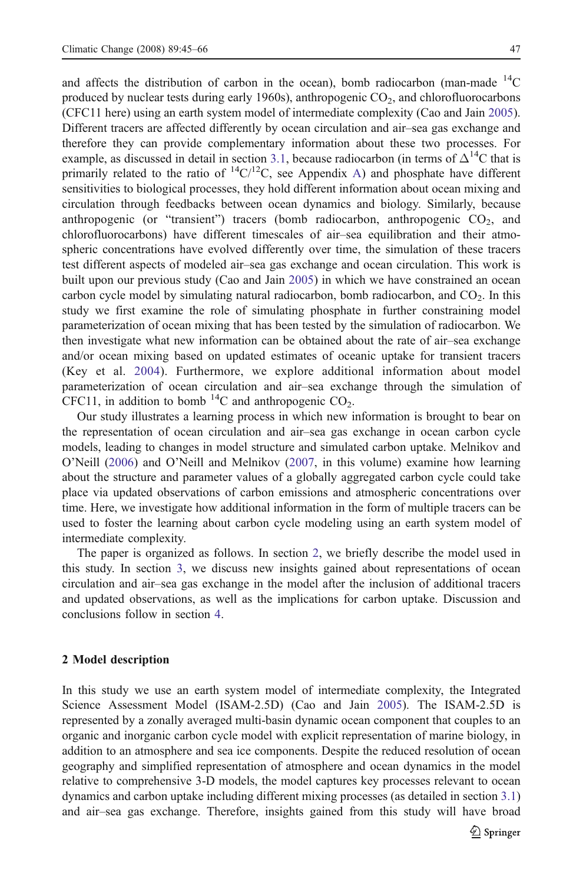and affects the distribution of carbon in the ocean), bomb radiocarbon (man-made $^{14}C$ produced by nuclear tests during early 1960s), anthropogenic $CO_2$, and chlorofluorocarbons (CFC11 here) using an earth system model of intermediate complexity (Cao and Jain 2005). Different tracers are affected differently by ocean circulation and air–sea gas exchange and therefore they can provide complementary information about these two processes. For example, as discussed in detail in section 3.1, because radiocarbon (in terms of $\Delta^{14}C$ that is primarily related to the ratio of $^{14}C/^{12}C$, see Appendix A) and phosphate have different sensitivities to biological processes, they hold different information about ocean mixing and circulation through feedbacks between ocean dynamics and biology. Similarly, because anthropogenic (or "transient") tracers (bomb radiocarbon, anthropogenic $CO_2$, and chlorofluorocarbons) have different timescales of air–sea equilibration and their atmospheric concentrations have evolved differently over time, the simulation of these tracers test different aspects of modeled air–sea gas exchange and ocean circulation. This work is built upon our previous study (Cao and Jain 2005) in which we have constrained an ocean carbon cycle model by simulating natural radiocarbon, bomb radiocarbon, and $CO_2$. In this study we first examine the role of simulating phosphate in further constraining model parameterization of ocean mixing that has been tested by the simulation of radiocarbon. We then investigate what new information can be obtained about the rate of air–sea exchange and/or ocean mixing based on updated estimates of oceanic uptake for transient tracers (Key et al. 2004). Furthermore, we explore additional information about model parameterization of ocean circulation and air–sea exchange through the simulation of CFC11, in addition to bomb $^{14}C$ and anthropogenic $CO_2$.

Our study illustrates a learning process in which new information is brought to bear on the representation of ocean circulation and air–sea gas exchange in ocean carbon cycle models, leading to changes in model structure and simulated carbon uptake. Melnikov and O'Neill (2006) and O'Neill and Melnikov (2007, in this volume) examine how learning about the structure and parameter values of a globally aggregated carbon cycle could take place via updated observations of carbon emissions and atmospheric concentrations over time. Here, we investigate how additional information in the form of multiple tracers can be used to foster the learning about carbon cycle modeling using an earth system model of intermediate complexity.

The paper is organized as follows. In section 2, we briefly describe the model used in this study. In section 3, we discuss new insights gained about representations of ocean circulation and air–sea gas exchange in the model after the inclusion of additional tracers and updated observations, as well as the implications for carbon uptake. Discussion and conclusions follow in section 4.

## 2 Model description

In this study we use an earth system model of intermediate complexity, the Integrated Science Assessment Model (ISAM-2.5D) (Cao and Jain 2005). The ISAM-2.5D is represented by a zonally averaged multi-basin dynamic ocean component that couples to an organic and inorganic carbon cycle model with explicit representation of marine biology, in addition to an atmosphere and sea ice components. Despite the reduced resolution of ocean geography and simplified representation of atmosphere and ocean dynamics in the model relative to comprehensive 3-D models, the model captures key processes relevant to ocean dynamics and carbon uptake including different mixing processes (as detailed in section 3.1) and air–sea gas exchange. Therefore, insights gained from this study will have broad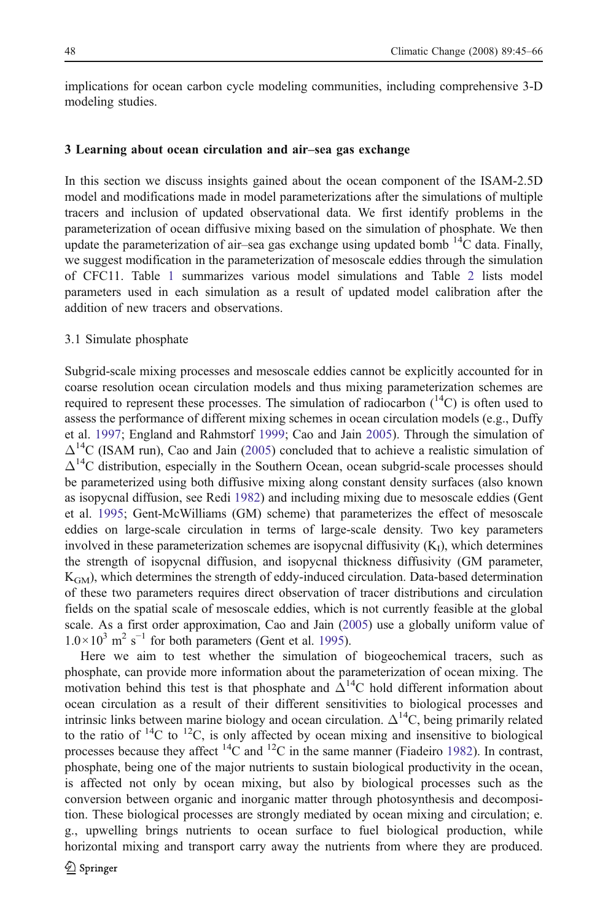implications for ocean carbon cycle modeling communities, including comprehensive 3-D modeling studies.

## 3 Learning about ocean circulation and air–sea gas exchange

In this section we discuss insights gained about the ocean component of the ISAM-2.5D model and modifications made in model parameterizations after the simulations of multiple tracers and inclusion of updated observational data. We first identify problems in the parameterization of ocean diffusive mixing based on the simulation of phosphate. We then update the parameterization of air–sea gas exchange using updated bomb $^{14}C$ data. Finally, we suggest modification in the parameterization of mesoscale eddies through the simulation of CFC11. Table 1 summarizes various model simulations and Table 2 lists model parameters used in each simulation as a result of updated model calibration after the addition of new tracers and observations.

### 3.1 Simulate phosphate

Subgrid-scale mixing processes and mesoscale eddies cannot be explicitly accounted for in coarse resolution ocean circulation models and thus mixing parameterization schemes are required to represent these processes. The simulation of radiocarbon ($^{14}C$) is often used to assess the performance of different mixing schemes in ocean circulation models (e.g., Duffy et al. 1997; England and Rahmstorf 1999; Cao and Jain 2005). Through the simulation of $\Delta^{14}C$ (ISAM run), Cao and Jain (2005) concluded that to achieve a realistic simulation of $\Delta^{14}C$ distribution, especially in the Southern Ocean, ocean subgrid-scale processes should be parameterized using both diffusive mixing along constant density surfaces (also known as isopycnal diffusion, see Redi 1982) and including mixing due to mesoscale eddies (Gent et al. 1995; Gent-McWilliams (GM) scheme) that parameterizes the effect of mesoscale eddies on large-scale circulation in terms of large-scale density. Two key parameters involved in these parameterization schemes are isopycnal diffusivity ($K_I$), which determines the strength of isopycnal diffusion, and isopycnal thickness diffusivity (GM parameter, $K_{GM}$), which determines the strength of eddy-induced circulation. Data-based determination of these two parameters requires direct observation of tracer distributions and circulation fields on the spatial scale of mesoscale eddies, which is not currently feasible at the global scale. As a first order approximation, Cao and Jain (2005) use a globally uniform value of $1.0\times10^3$ $m^2$ $s^{-1}$ for both parameters (Gent et al. 1995).

Here we aim to test whether the simulation of biogeochemical tracers, such as phosphate, can provide more information about the parameterization of ocean mixing. The motivation behind this test is that phosphate and $\Delta^{14}C$ hold different information about ocean circulation as a result of their different sensitivities to biological processes and intrinsic links between marine biology and ocean circulation. $\Delta^{14}C$, being primarily related to the ratio of $^{14}C$ to $^{12}C$, is only affected by ocean mixing and insensitive to biological processes because they affect $^{14}C$ and $^{12}C$ in the same manner (Fiadeiro 1982). In contrast, phosphate, being one of the major nutrients to sustain biological productivity in the ocean, is affected not only by ocean mixing, but also by biological processes such as the conversion between organic and inorganic matter through photosynthesis and decomposition. These biological processes are strongly mediated by ocean mixing and circulation; e. g., upwelling brings nutrients to ocean surface to fuel biological production, while horizontal mixing and transport carry away the nutrients from where they are produced.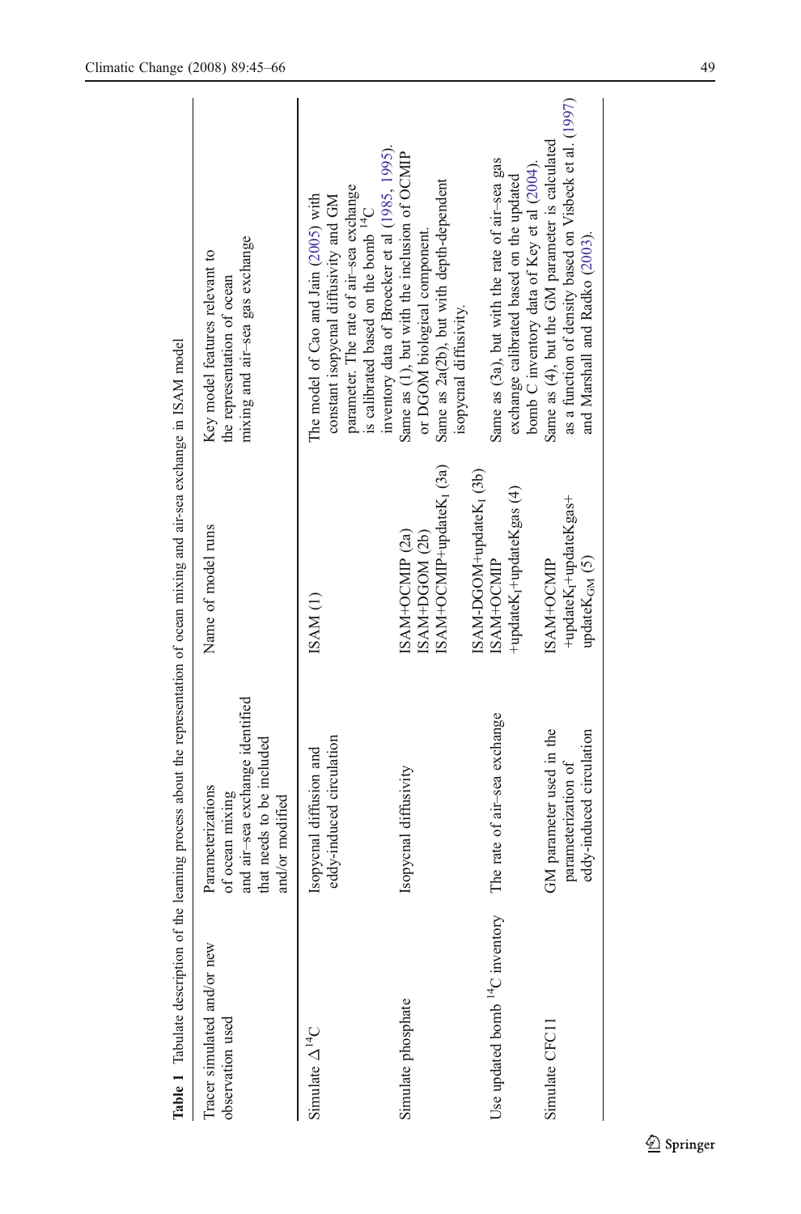**Table 1** Tabulate description of the learning process about the representation of ocean mixing and air–sea exchange in ISAM model

| Tracer simulated and/or new observation used | Parameterizations of ocean mixing and air–sea exchange identified that needs to be included and/or modified | Name of model runs | Key model features relevant to the representation of ocean mixing and air–sea gas exchange |
|---|---|---|---|
| Simulate $\Delta^{14}C$ | Isopycnal diffusion and eddy-induced circulation | ISAM (1) | The model of Cao and Jain (2005) with constant isopycnal diffusivity and GM parameter. The rate of air–sea exchange is calibrated based on the bomb $^{14}C$ inventory data of Broecker et al (1985, 1995). |
| Simulate phosphate | Isopycnal diffusivity | ISAM+OCMIP (2a) | Same as (1), but with the inclusion of OCMIP |
| | | ISAM+DGOM (2b) | or DGOM biological component. |
| | | ISAM+OCMIP+update$K_I$ (3a) | Same as 2a(2b), but with depth-dependent isopycnal diffusivity. |
| | | ISAM-DGOM+update$K_I$ (3b) | |
| Use updated bomb $^{14}C$ inventory | The rate of air–sea exchange | ISAM+OCMIP +update$K_I$+updateKgas (4) | Same as (3a), but with the rate of air–sea gas exchange calibrated based on the updated bomb C inventory data of Key et al (2004). |
| Simulate CFC11 | GM parameter used in the parameterization of eddy-induced circulation | ISAM+OCMIP +update$K_I$+updateKgas+ update$K_{GM}$ (5) | Same as (4), but the GM parameter is calculated as a function of density based on Visbeck et al. (1997) and Marshall and Radko (2003). |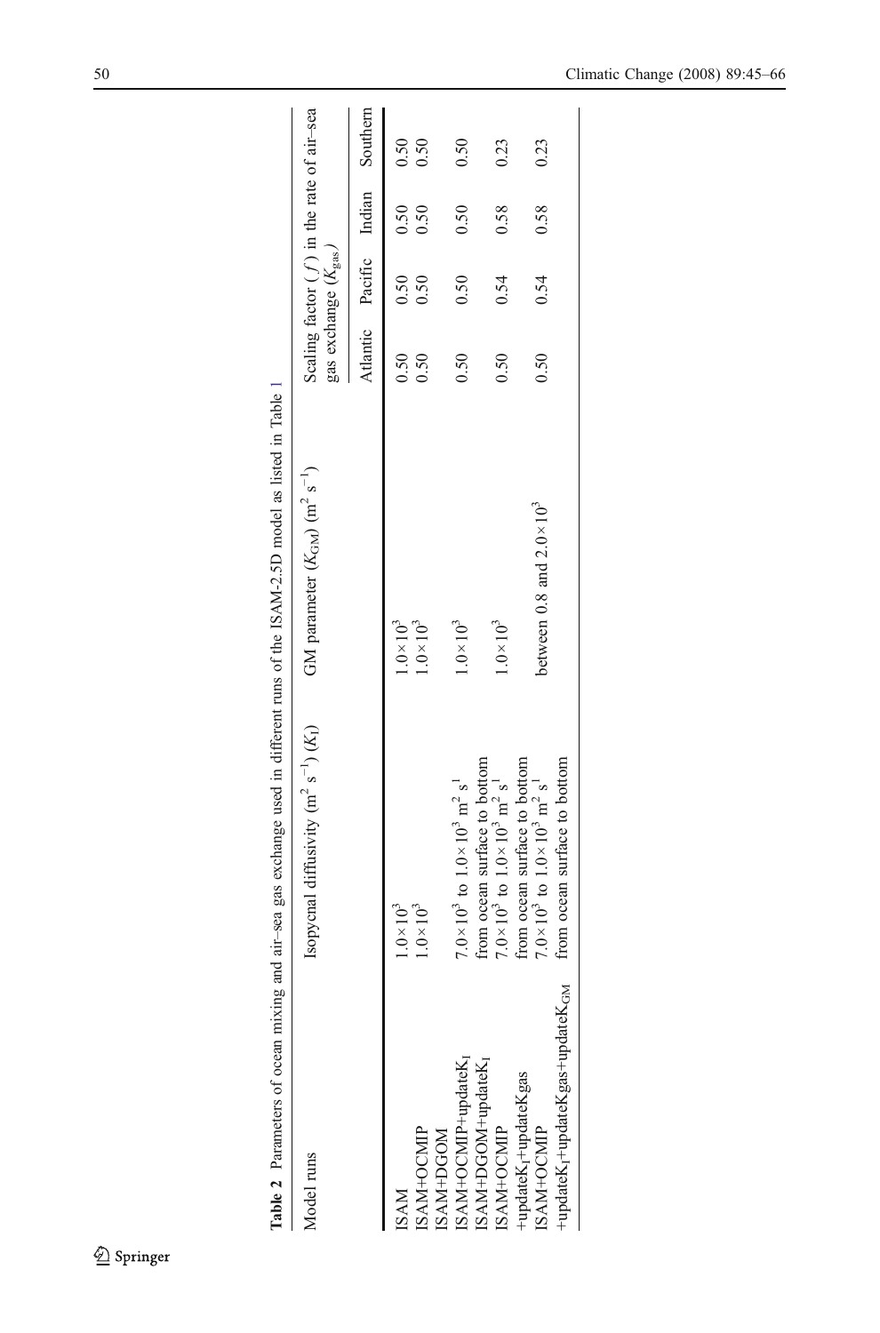**Table 2** Parameters of ocean mixing and air–sea gas exchange used in different runs of the ISAM-2.5D model as listed in Table 1

| Model runs | Isopycnal diffusivity ($m^2 s^{-1}$) ($K_I$) | GM parameter ($K_{GM}$) ($m^2 s^{-1}$) | Scaling factor ($f$) in the rate of air–sea gas exchange ($K_{gas}$) | | | |
|---|---|---|---|---|---|---|
| | | | Atlantic | Pacific | Indian | Southern |
| ISAM | $1.0\times10^3$ | $1.0\times10^3$ | 0.50 | 0.50 | 0.50 | 0.50 |
| ISAM+OCMIP | $1.0\times10^3$ | $1.0\times10^3$ | 0.50 | 0.50 | 0.50 | 0.50 |
| ISAM+DGOM | | | | | | |
| ISAM+OCMIP+update$K_I$ ISAM+DGOM+update$K_I$ | $7.0\times10^3$ to $1.0\times10^3$ $m^2 s^1$ from ocean surface to bottom | $1.0\times10^3$ | 0.50 | 0.50 | 0.50 | 0.50 |
| ISAM+OCMIP +update$K_I$+updateKgas | $7.0\times10^3$ to $1.0\times10^3$ $m^2 s^1$ from ocean surface to bottom | $1.0\times10^3$ | 0.50 | 0.54 | 0.58 | 0.23 |
| ISAM+OCMIP +update$K_I$+updateKgas+update$K_{GM}$ | $7.0\times10^3$ to $1.0\times10^3$ $m^2 s^1$ from ocean surface to bottom | between 0.8 and $2.0\times10^3$ | 0.50 | 0.54 | 0.58 | 0.23 |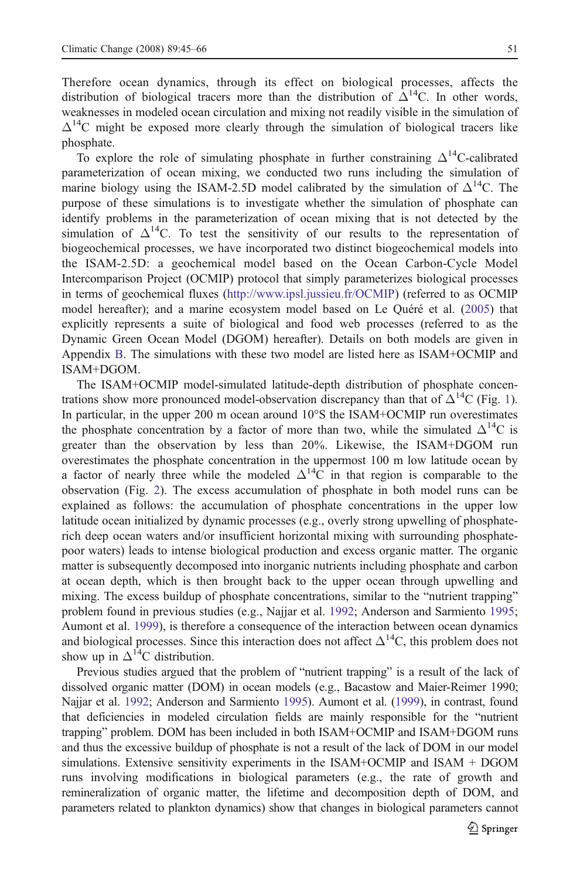Therefore ocean dynamics, through its effect on biological processes, affects the distribution of biological tracers more than the distribution of $\Delta^{14}C$. In other words, weaknesses in modeled ocean circulation and mixing not readily visible in the simulation of $\Delta^{14}C$ might be exposed more clearly through the simulation of biological tracers like phosphate.

To explore the role of simulating phosphate in further constraining $\Delta^{14}C$-calibrated parameterization of ocean mixing, we conducted two runs including the simulation of marine biology using the ISAM-2.5D model calibrated by the simulation of $\Delta^{14}C$. The purpose of these simulations is to investigate whether the simulation of phosphate can identify problems in the parameterization of ocean mixing that is not detected by the simulation of $\Delta^{14}C$. To test the sensitivity of our results to the representation of biogeochemical processes, we have incorporated two distinct biogeochemical models into the ISAM-2.5D: a geochemical model based on the Ocean Carbon-Cycle Model Intercomparison Project (OCMIP) protocol that simply parameterizes biological processes in terms of geochemical fluxes (http://www.ipsl.jussieu.fr/OCMIP) (referred to as OCMIP model hereafter); and a marine ecosystem model based on Le Quéré et al. (2005) that explicitly represents a suite of biological and food web processes (referred to as the Dynamic Green Ocean Model (DGOM) hereafter). Details on both models are given in Appendix B. The simulations with these two model are listed here as ISAM+OCMIP and ISAM+DGOM.

The ISAM+OCMIP model-simulated latitude-depth distribution of phosphate concentrations show more pronounced model-observation discrepancy than that of $\Delta^{14}C$ (Fig. 1). In particular, in the upper 200 m ocean around 10°S the ISAM+OCMIP run overestimates the phosphate concentration by a factor of more than two, while the simulated $\Delta^{14}C$ is greater than the observation by less than 20%. Likewise, the ISAM+DGOM run overestimates the phosphate concentration in the uppermost 100 m low latitude ocean by a factor of nearly three while the modeled $\Delta^{14}C$ in that region is comparable to the observation (Fig. 2). The excess accumulation of phosphate in both model runs can be explained as follows: the accumulation of phosphate concentrations in the upper low latitude ocean initialized by dynamic processes (e.g., overly strong upwelling of phosphate-rich deep ocean waters and/or insufficient horizontal mixing with surrounding phosphate-poor waters) leads to intense biological production and excess organic matter. The organic matter is subsequently decomposed into inorganic nutrients including phosphate and carbon at ocean depth, which is then brought back to the upper ocean through upwelling and mixing. The excess buildup of phosphate concentrations, similar to the "nutrient trapping" problem found in previous studies (e.g., Najjar et al. 1992; Anderson and Sarmiento 1995; Aumont et al. 1999), is therefore a consequence of the interaction between ocean dynamics and biological processes. Since this interaction does not affect $\Delta^{14}C$, this problem does not show up in $\Delta^{14}C$ distribution.

Previous studies argued that the problem of "nutrient trapping" is a result of the lack of dissolved organic matter (DOM) in ocean models (e.g., Bacastow and Maier-Reimer 1990; Najjar et al. 1992; Anderson and Sarmiento 1995). Aumont et al. (1999), in contrast, found that deficiencies in modeled circulation fields are mainly responsible for the "nutrient trapping" problem. DOM has been included in both ISAM+OCMIP and ISAM+DGOM runs and thus the excessive buildup of phosphate is not a result of the lack of DOM in our model simulations. Extensive sensitivity experiments in the ISAM+OCMIP and ISAM + DGOM runs involving modifications in biological parameters (e.g., the rate of growth and remineralization of organic matter, the lifetime and decomposition depth of DOM, and parameters related to plankton dynamics) show that changes in biological parameters cannot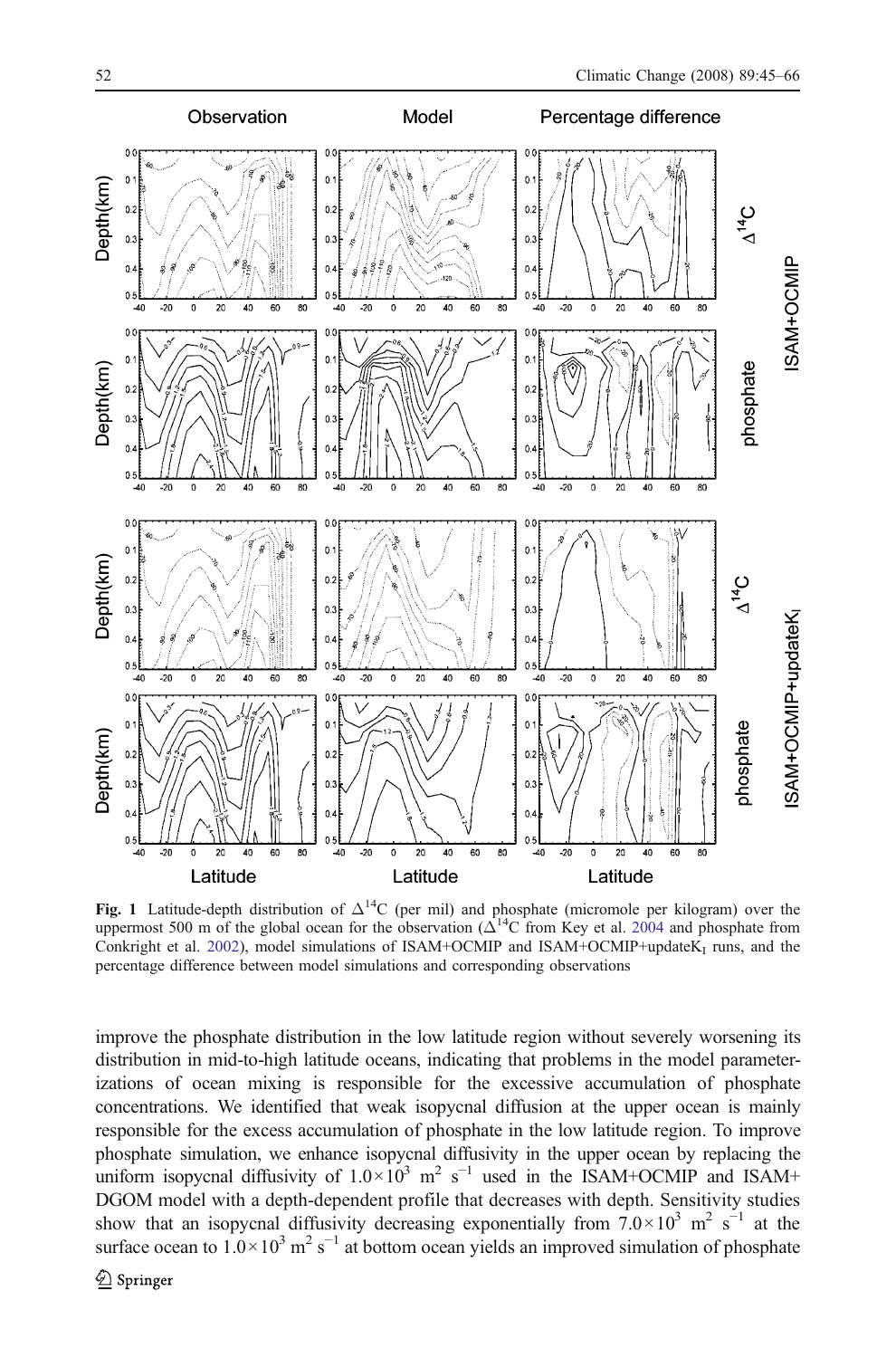Fig. 1 Latitude-depth distribution of $\Delta^{14}C$ (per mil) and phosphate (micromole per kilogram) over the uppermost 500 m of the global ocean for the observation ($\Delta^{14}C$ from Key et al. 2004 and phosphate from Conkright et al. 2002), model simulations of ISAM+OCMIP and ISAM+OCMIP+update$K_I$ runs, and the percentage difference between model simulations and corresponding observations

improve the phosphate distribution in the low latitude region without severely worsening its distribution in mid-to-high latitude oceans, indicating that problems in the model parameterizations of ocean mixing is responsible for the excessive accumulation of phosphate concentrations. We identified that weak isopycnal diffusion at the upper ocean is mainly responsible for the excess accumulation of phosphate in the low latitude region. To improve phosphate simulation, we enhance isopycnal diffusivity in the upper ocean by replacing the uniform isopycnal diffusivity of $1.0\times10^{3}$ $m^{2}$ $s^{-1}$ used in the ISAM+OCMIP and ISAM+DGOM model with a depth-dependent profile that decreases with depth. Sensitivity studies show that an isopycnal diffusivity decreasing exponentially from $7.0\times10^{3}$ $m^{2}$ $s^{-1}$ at the surface ocean to $1.0\times10^{3}$ $m^{2}$ $s^{-1}$ at bottom ocean yields an improved simulation of phosphate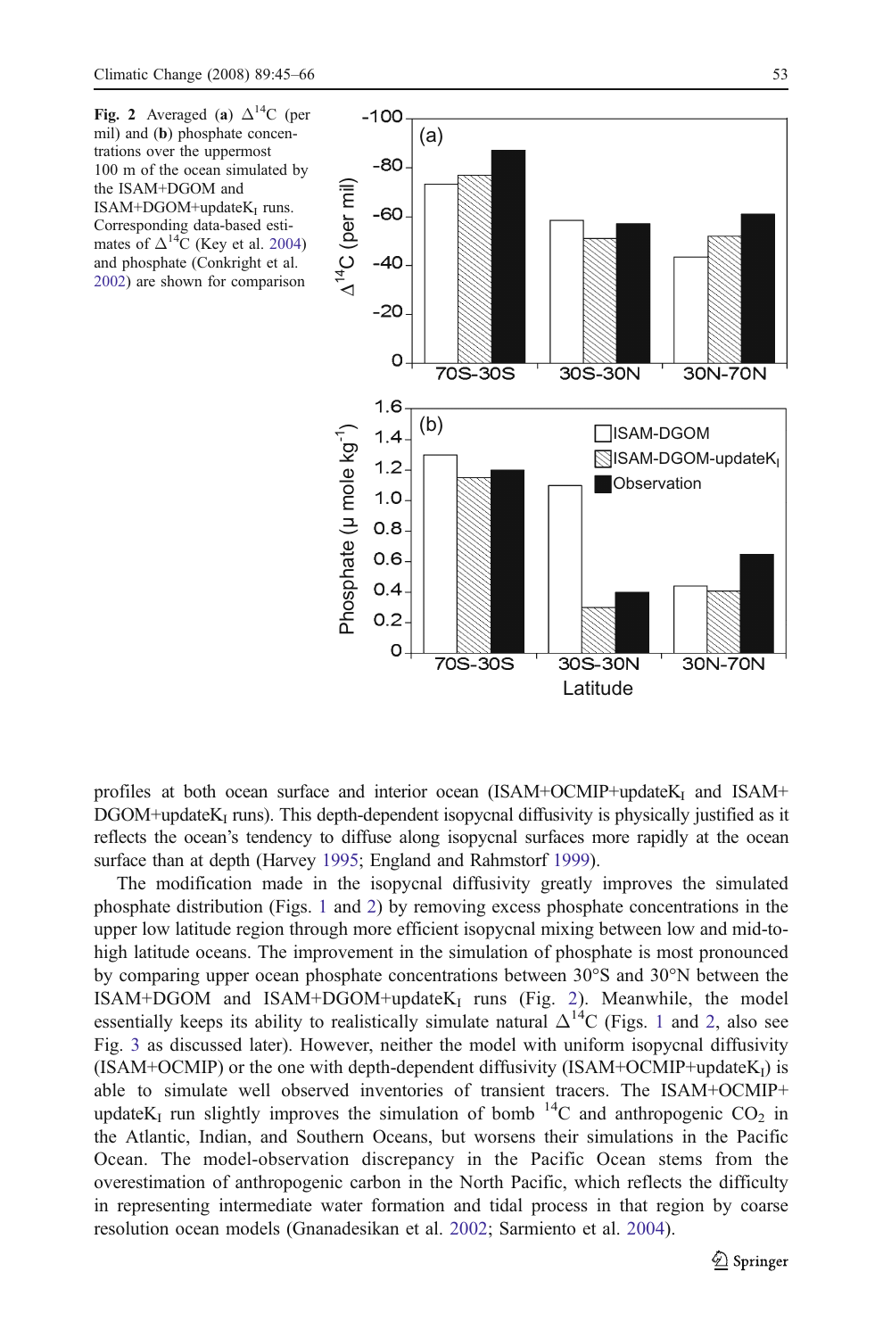**Fig. 2** Averaged (**a**) $\Delta^{14}C$ (per mil) and (**b**) phosphate concentrations over the uppermost 100 m of the ocean simulated by the ISAM+DGOM and ISAM+DGOM+update$K_I$ runs. Corresponding data-based estimates of $\Delta^{14}C$ (Key et al. 2004) and phosphate (Conkright et al. 2002) are shown for comparison

profiles at both ocean surface and interior ocean (ISAM+OCMIP+update$K_I$ and ISAM+DGOM+update$K_I$ runs). This depth-dependent isopycnal diffusivity is physically justified as it reflects the ocean's tendency to diffuse along isopycnal surfaces more rapidly at the ocean surface than at depth (Harvey 1995; England and Rahmstorf 1999).

The modification made in the isopycnal diffusivity greatly improves the simulated phosphate distribution (Figs. 1 and 2) by removing excess phosphate concentrations in the upper low latitude region through more efficient isopycnal mixing between low and mid-to-high latitude oceans. The improvement in the simulation of phosphate is most pronounced by comparing upper ocean phosphate concentrations between 30°S and 30°N between the ISAM+DGOM and ISAM+DGOM+update$K_I$ runs (Fig. 2). Meanwhile, the model essentially keeps its ability to realistically simulate natural $\Delta^{14}C$ (Figs. 1 and 2, also see Fig. 3 as discussed later). However, neither the model with uniform isopycnal diffusivity (ISAM+OCMIP) or the one with depth-dependent diffusivity (ISAM+OCMIP+update$K_I$) is able to simulate well observed inventories of transient tracers. The ISAM+OCMIP+update$K_I$ run slightly improves the simulation of bomb $^{14}C$ and anthropogenic $CO_2$ in the Atlantic, Indian, and Southern Oceans, but worsens their simulations in the Pacific Ocean. The model-observation discrepancy in the Pacific Ocean stems from the overestimation of anthropogenic carbon in the North Pacific, which reflects the difficulty in representing intermediate water formation and tidal process in that region by coarse resolution ocean models (Gnanadesikan et al. 2002; Sarmiento et al. 2004).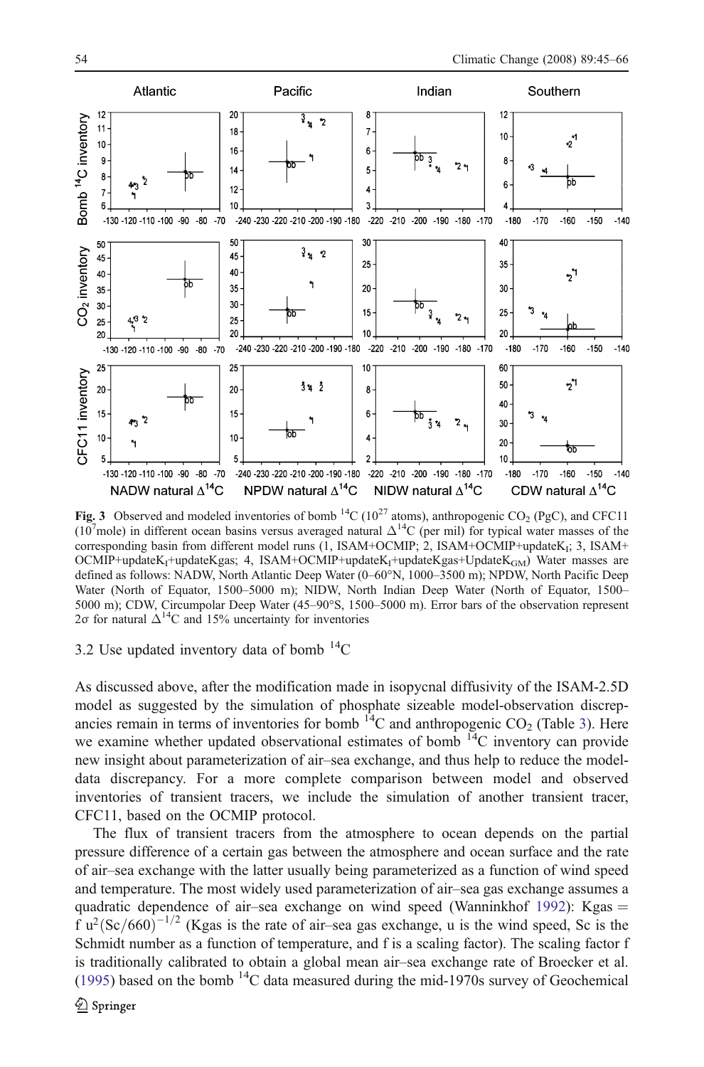**Fig. 3** Observed and modeled inventories of bomb $^{14}C$ ($10^{27}$ atoms), anthropogenic $CO_2$ (PgC), and CFC11 ($10^7$mole) in different ocean basins versus averaged natural $\Delta^{14}C$ (per mil) for typical water masses of the corresponding basin from different model runs (1, ISAM+OCMIP; 2, ISAM+OCMIP+update$K_I$; 3, ISAM+OCMIP+update$K_I$+updateKgas; 4, ISAM+OCMIP+update$K_I$+updateKgas+Update$K_{GM}$) Water masses are defined as follows: NADW, North Atlantic Deep Water (0–60°N, 1000–3500 m); NPDW, North Pacific Deep Water (North of Equator, 1500–5000 m); NIDW, North Indian Deep Water (North of Equator, 1500–5000 m); CDW, Circumpolar Deep Water (45–90°S, 1500–5000 m). Error bars of the observation represent 2σ for natural $\Delta^{14}C$ and 15% uncertainty for inventories

### 3.2 Use updated inventory data of bomb $^{14}C$

As discussed above, after the modification made in isopycnal diffusivity of the ISAM-2.5D model as suggested by the simulation of phosphate sizeable model-observation discrepancies remain in terms of inventories for bomb $^{14}C$ and anthropogenic $CO_2$ (Table 3). Here we examine whether updated observational estimates of bomb $^{14}C$ inventory can provide new insight about parameterization of air–sea exchange, and thus help to reduce the model-data discrepancy. For a more complete comparison between model and observed inventories of transient tracers, we include the simulation of another transient tracer, CFC11, based on the OCMIP protocol.

The flux of transient tracers from the atmosphere to ocean depends on the partial pressure difference of a certain gas between the atmosphere and ocean surface and the rate of air–sea exchange with the latter usually being parameterized as a function of wind speed and temperature. The most widely used parameterization of air–sea gas exchange assumes a quadratic dependence of air–sea exchange on wind speed (Wanninkhof 1992): $\text{Kgas} = f\,u^2(\text{Sc}/660)^{-1/2}$ (Kgas is the rate of air–sea gas exchange, u is the wind speed, Sc is the Schmidt number as a function of temperature, and f is a scaling factor). The scaling factor f is traditionally calibrated to obtain a global mean air–sea exchange rate of Broecker et al. (1995) based on the bomb $^{14}C$ data measured during the mid-1970s survey of Geochemical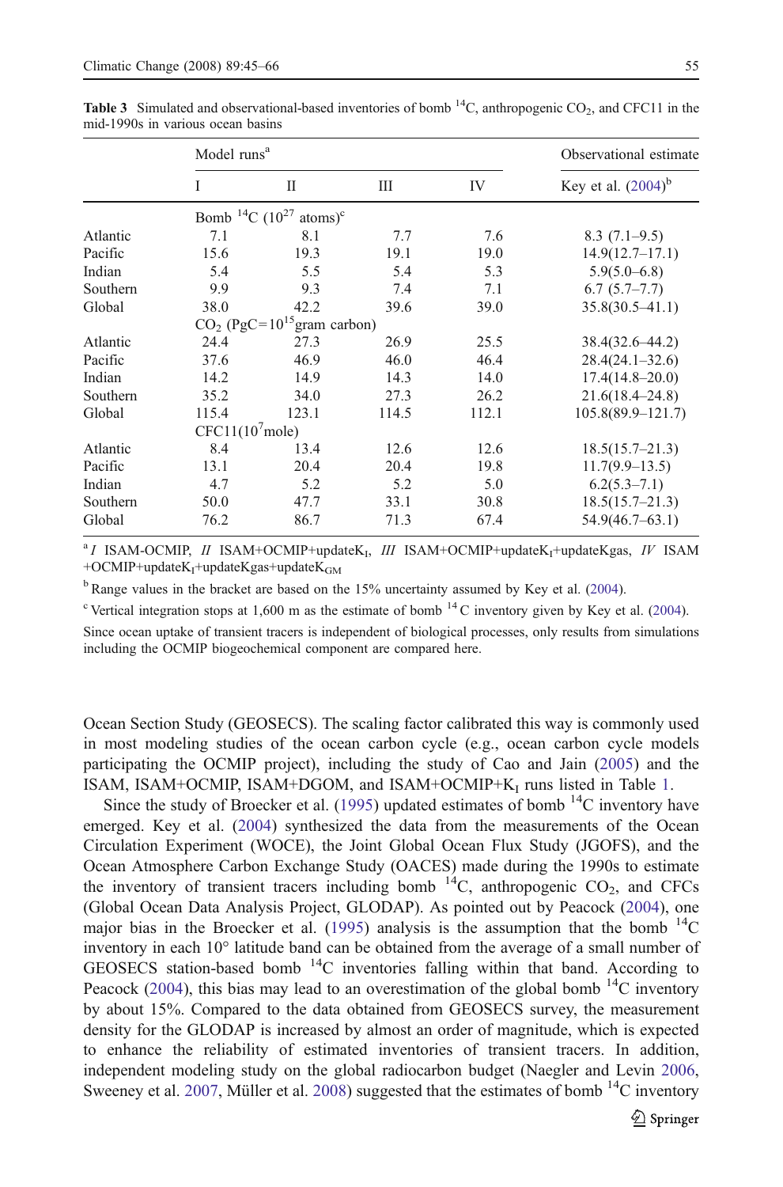**Table 3** Simulated and observational-based inventories of bomb $^{14}C$, anthropogenic $CO_2$, and CFC11 in the mid-1990s in various ocean basins

| | Model runs[a] | | | | Observational estimate |
|---|---|---|---|---|---|
| | I | II | III | IV | Key et al. (2004)[b] |
| | Bomb $^{14}C$ ($10^{27}$ atoms)[c] | | | | |
| Atlantic | 7.1 | 8.1 | 7.7 | 7.6 | 8.3 (7.1–9.5) |
| Pacific | 15.6 | 19.3 | 19.1 | 19.0 | 14.9(12.7–17.1) |
| Indian | 5.4 | 5.5 | 5.4 | 5.3 | 5.9(5.0–6.8) |
| Southern | 9.9 | 9.3 | 7.4 | 7.1 | 6.7 (5.7–7.7) |
| Global | 38.0 | 42.2 | 39.6 | 39.0 | 35.8(30.5–41.1) |
| | $CO_2$ (PgC=$10^{15}$gram carbon) | | | | |
| Atlantic | 24.4 | 27.3 | 26.9 | 25.5 | 38.4(32.6–44.2) |
| Pacific | 37.6 | 46.9 | 46.0 | 46.4 | 28.4(24.1–32.6) |
| Indian | 14.2 | 14.9 | 14.3 | 14.0 | 17.4(14.8–20.0) |
| Southern | 35.2 | 34.0 | 27.3 | 26.2 | 21.6(18.4–24.8) |
| Global | 115.4 | 123.1 | 114.5 | 112.1 | 105.8(89.9–121.7) |
| | CFC11($10^7$mole) | | | | |
| Atlantic | 8.4 | 13.4 | 12.6 | 12.6 | 18.5(15.7–21.3) |
| Pacific | 13.1 | 20.4 | 20.4 | 19.8 | 11.7(9.9–13.5) |
| Indian | 4.7 | 5.2 | 5.2 | 5.0 | 6.2(5.3–7.1) |
| Southern | 50.0 | 47.7 | 33.1 | 30.8 | 18.5(15.7–21.3) |
| Global | 76.2 | 86.7 | 71.3 | 67.4 | 54.9(46.7–63.1) |

[a] *I* ISAM-OCMIP, *II* ISAM+OCMIP+update$K_I$, *III* ISAM+OCMIP+update$K_I$+updateKgas, *IV* ISAM+OCMIP+update$K_I$+updateKgas+update$K_{GM}$

[b] Range values in the bracket are based on the 15% uncertainty assumed by Key et al. (2004).

[c] Vertical integration stops at 1,600 m as the estimate of bomb $^{14}C$ inventory given by Key et al. (2004).

Since ocean uptake of transient tracers is independent of biological processes, only results from simulations including the OCMIP biogeochemical component are compared here.

Ocean Section Study (GEOSECS). The scaling factor calibrated this way is commonly used in most modeling studies of the ocean carbon cycle (e.g., ocean carbon cycle models participating the OCMIP project), including the study of Cao and Jain (2005) and the ISAM, ISAM+OCMIP, ISAM+DGOM, and ISAM+OCMIP+$K_I$ runs listed in Table 1.

Since the study of Broecker et al. (1995) updated estimates of bomb $^{14}C$ inventory have emerged. Key et al. (2004) synthesized the data from the measurements of the Ocean Circulation Experiment (WOCE), the Joint Global Ocean Flux Study (JGOFS), and the Ocean Atmosphere Carbon Exchange Study (OACES) made during the 1990s to estimate the inventory of transient tracers including bomb $^{14}C$, anthropogenic $CO_2$, and CFCs (Global Ocean Data Analysis Project, GLODAP). As pointed out by Peacock (2004), one major bias in the Broecker et al. (1995) analysis is the assumption that the bomb $^{14}C$ inventory in each 10° latitude band can be obtained from the average of a small number of GEOSECS station-based bomb $^{14}C$ inventories falling within that band. According to Peacock (2004), this bias may lead to an overestimation of the global bomb $^{14}C$ inventory by about 15%. Compared to the data obtained from GEOSECS survey, the measurement density for the GLODAP is increased by almost an order of magnitude, which is expected to enhance the reliability of estimated inventories of transient tracers. In addition, independent modeling study on the global radiocarbon budget (Naegler and Levin 2006, Sweeney et al. 2007, Müller et al. 2008) suggested that the estimates of bomb $^{14}C$ inventory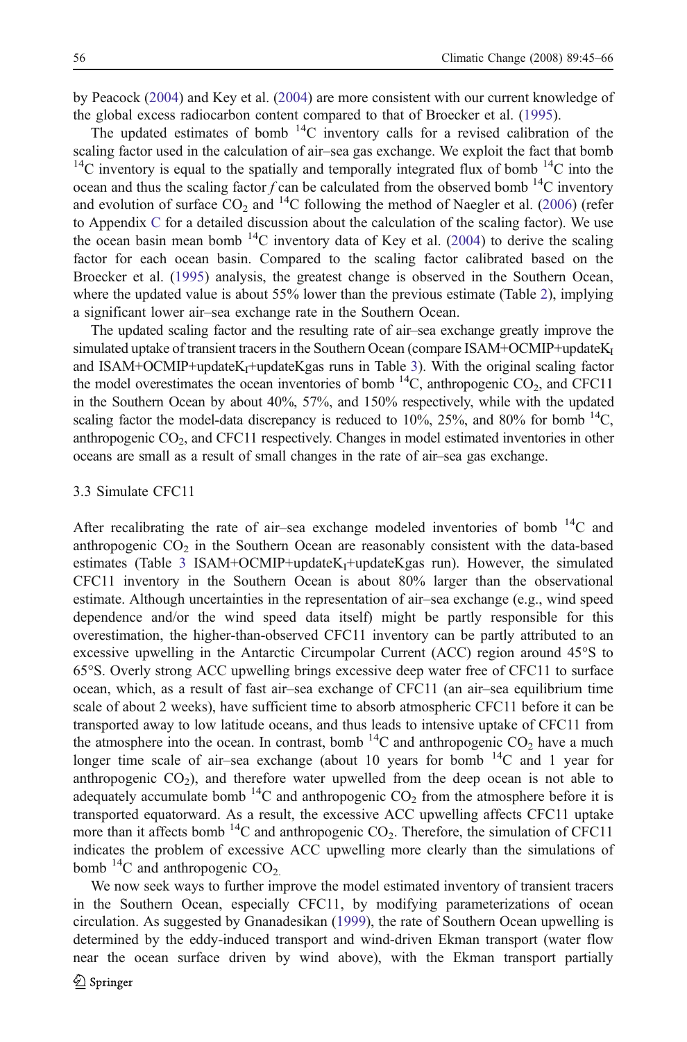by Peacock (2004) and Key et al. (2004) are more consistent with our current knowledge of the global excess radiocarbon content compared to that of Broecker et al. (1995).

The updated estimates of bomb $^{14}C$ inventory calls for a revised calibration of the scaling factor used in the calculation of air–sea gas exchange. We exploit the fact that bomb $^{14}C$ inventory is equal to the spatially and temporally integrated flux of bomb $^{14}C$ into the ocean and thus the scaling factor $f$ can be calculated from the observed bomb $^{14}C$ inventory and evolution of surface $CO_2$ and $^{14}C$ following the method of Naegler et al. (2006) (refer to Appendix C for a detailed discussion about the calculation of the scaling factor). We use the ocean basin mean bomb $^{14}C$ inventory data of Key et al. (2004) to derive the scaling factor for each ocean basin. Compared to the scaling factor calibrated based on the Broecker et al. (1995) analysis, the greatest change is observed in the Southern Ocean, where the updated value is about 55% lower than the previous estimate (Table 2), implying a significant lower air–sea exchange rate in the Southern Ocean.

The updated scaling factor and the resulting rate of air–sea exchange greatly improve the simulated uptake of transient tracers in the Southern Ocean (compare ISAM+OCMIP+update$K_I$ and ISAM+OCMIP+update$K_I$+updateKgas runs in Table 3). With the original scaling factor the model overestimates the ocean inventories of bomb $^{14}C$, anthropogenic $CO_2$, and CFC11 in the Southern Ocean by about 40%, 57%, and 150% respectively, while with the updated scaling factor the model-data discrepancy is reduced to 10%, 25%, and 80% for bomb $^{14}C$, anthropogenic $CO_2$, and CFC11 respectively. Changes in model estimated inventories in other oceans are small as a result of small changes in the rate of air–sea gas exchange.

### 3.3 Simulate CFC11

After recalibrating the rate of air–sea exchange modeled inventories of bomb $^{14}C$ and anthropogenic $CO_2$ in the Southern Ocean are reasonably consistent with the data-based estimates (Table 3 ISAM+OCMIP+update$K_I$+updateKgas run). However, the simulated CFC11 inventory in the Southern Ocean is about 80% larger than the observational estimate. Although uncertainties in the representation of air–sea exchange (e.g., wind speed dependence and/or the wind speed data itself) might be partly responsible for this overestimation, the higher-than-observed CFC11 inventory can be partly attributed to an excessive upwelling in the Antarctic Circumpolar Current (ACC) region around 45°S to 65°S. Overly strong ACC upwelling brings excessive deep water free of CFC11 to surface ocean, which, as a result of fast air–sea exchange of CFC11 (an air–sea equilibrium time scale of about 2 weeks), have sufficient time to absorb atmospheric CFC11 before it can be transported away to low latitude oceans, and thus leads to intensive uptake of CFC11 from the atmosphere into the ocean. In contrast, bomb $^{14}C$ and anthropogenic $CO_2$ have a much longer time scale of air–sea exchange (about 10 years for bomb $^{14}C$ and 1 year for anthropogenic $CO_2$), and therefore water upwelled from the deep ocean is not able to adequately accumulate bomb $^{14}C$ and anthropogenic $CO_2$ from the atmosphere before it is transported equatorward. As a result, the excessive ACC upwelling affects CFC11 uptake more than it affects bomb $^{14}C$ and anthropogenic $CO_2$. Therefore, the simulation of CFC11 indicates the problem of excessive ACC upwelling more clearly than the simulations of bomb $^{14}C$ and anthropogenic $CO_2$.

We now seek ways to further improve the model estimated inventory of transient tracers in the Southern Ocean, especially CFC11, by modifying parameterizations of ocean circulation. As suggested by Gnanadesikan (1999), the rate of Southern Ocean upwelling is determined by the eddy-induced transport and wind-driven Ekman transport (water flow near the ocean surface driven by wind above), with the Ekman transport partially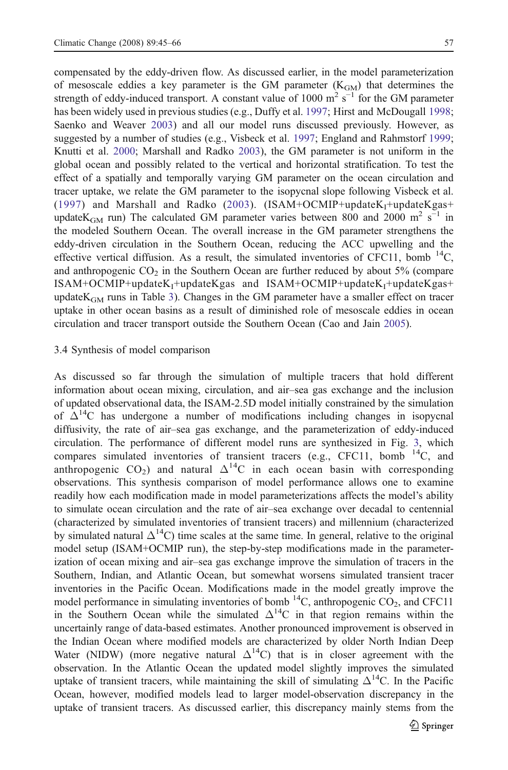compensated by the eddy-driven flow. As discussed earlier, in the model parameterization of mesoscale eddies a key parameter is the GM parameter ($K_{GM}$) that determines the strength of eddy-induced transport. A constant value of 1000 $m^2$ $s^{-1}$ for the GM parameter has been widely used in previous studies (e.g., Duffy et al. 1997; Hirst and McDougall 1998; Saenko and Weaver 2003) and all our model runs discussed previously. However, as suggested by a number of studies (e.g., Visbeck et al. 1997; England and Rahmstorf 1999; Knutti et al. 2000; Marshall and Radko 2003), the GM parameter is not uniform in the global ocean and possibly related to the vertical and horizontal stratification. To test the effect of a spatially and temporally varying GM parameter on the ocean circulation and tracer uptake, we relate the GM parameter to the isopycnal slope following Visbeck et al. (1997) and Marshall and Radko (2003). (ISAM+OCMIP+update$K_I$+updateKgas+update$K_{GM}$ run) The calculated GM parameter varies between 800 and 2000 $m^2$ $s^{-1}$ in the modeled Southern Ocean. The overall increase in the GM parameter strengthens the eddy-driven circulation in the Southern Ocean, reducing the ACC upwelling and the effective vertical diffusion. As a result, the simulated inventories of CFC11, bomb $^{14}C$, and anthropogenic $CO_2$ in the Southern Ocean are further reduced by about 5% (compare ISAM+OCMIP+update$K_I$+updateKgas and ISAM+OCMIP+update$K_I$+updateKgas+update$K_{GM}$ runs in Table 3). Changes in the GM parameter have a smaller effect on tracer uptake in other ocean basins as a result of diminished role of mesoscale eddies in ocean circulation and tracer transport outside the Southern Ocean (Cao and Jain 2005).

### 3.4 Synthesis of model comparison

As discussed so far through the simulation of multiple tracers that hold different information about ocean mixing, circulation, and air–sea gas exchange and the inclusion of updated observational data, the ISAM-2.5D model initially constrained by the simulation of $\Delta^{14}C$ has undergone a number of modifications including changes in isopycnal diffusivity, the rate of air–sea gas exchange, and the parameterization of eddy-induced circulation. The performance of different model runs are synthesized in Fig. 3, which compares simulated inventories of transient tracers (e.g., CFC11, bomb $^{14}C$, and anthropogenic $CO_2$) and natural $\Delta^{14}C$ in each ocean basin with corresponding observations. This synthesis comparison of model performance allows one to examine readily how each modification made in model parameterizations affects the model's ability to simulate ocean circulation and the rate of air–sea exchange over decadal to centennial (characterized by simulated inventories of transient tracers) and millennium (characterized by simulated natural $\Delta^{14}C$) time scales at the same time. In general, relative to the original model setup (ISAM+OCMIP run), the step-by-step modifications made in the parameterization of ocean mixing and air–sea gas exchange improve the simulation of tracers in the Southern, Indian, and Atlantic Ocean, but somewhat worsens simulated transient tracer inventories in the Pacific Ocean. Modifications made in the model greatly improve the model performance in simulating inventories of bomb $^{14}C$, anthropogenic $CO_2$, and CFC11 in the Southern Ocean while the simulated $\Delta^{14}C$ in that region remains within the uncertainly range of data-based estimates. Another pronounced improvement is observed in the Indian Ocean where modified models are characterized by older North Indian Deep Water (NIDW) (more negative natural $\Delta^{14}C$) that is in closer agreement with the observation. In the Atlantic Ocean the updated model slightly improves the simulated uptake of transient tracers, while maintaining the skill of simulating $\Delta^{14}C$. In the Pacific Ocean, however, modified models lead to larger model-observation discrepancy in the uptake of transient tracers. As discussed earlier, this discrepancy mainly stems from the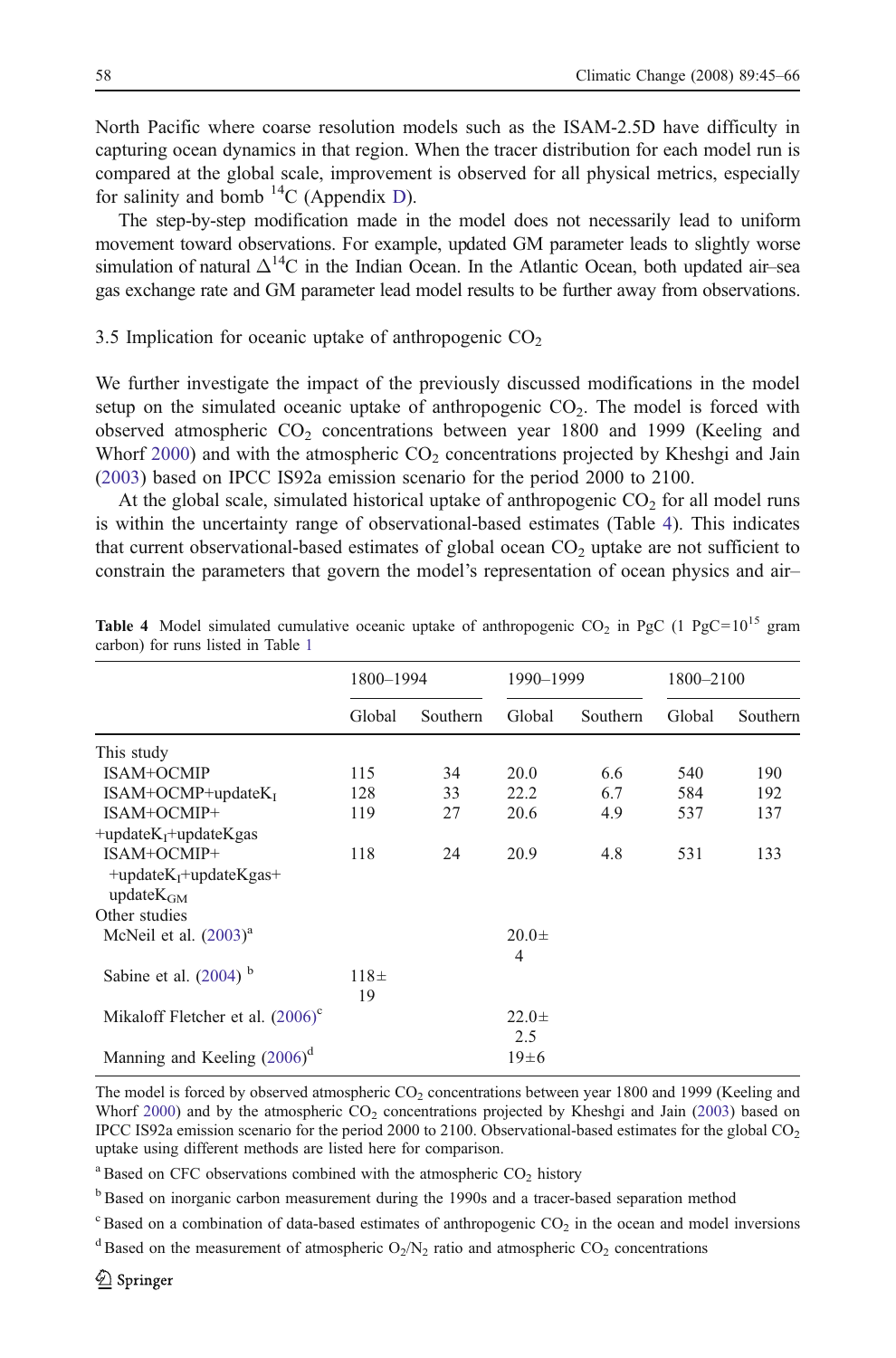North Pacific where coarse resolution models such as the ISAM-2.5D have difficulty in capturing ocean dynamics in that region. When the tracer distribution for each model run is compared at the global scale, improvement is observed for all physical metrics, especially for salinity and bomb $^{14}C$ (Appendix D).

The step-by-step modification made in the model does not necessarily lead to uniform movement toward observations. For example, updated GM parameter leads to slightly worse simulation of natural $\Delta^{14}C$ in the Indian Ocean. In the Atlantic Ocean, both updated air–sea gas exchange rate and GM parameter lead model results to be further away from observations.

### 3.5 Implication for oceanic uptake of anthropogenic $CO_2$

We further investigate the impact of the previously discussed modifications in the model setup on the simulated oceanic uptake of anthropogenic $CO_2$. The model is forced with observed atmospheric $CO_2$ concentrations between year 1800 and 1999 (Keeling and Whorf 2000) and with the atmospheric $CO_2$ concentrations projected by Kheshgi and Jain (2003) based on IPCC IS92a emission scenario for the period 2000 to 2100.

At the global scale, simulated historical uptake of anthropogenic $CO_2$ for all model runs is within the uncertainty range of observational-based estimates (Table 4). This indicates that current observational-based estimates of global ocean $CO_2$ uptake are not sufficient to constrain the parameters that govern the model's representation of ocean physics and air–

**Table 4** Model simulated cumulative oceanic uptake of anthropogenic $CO_2$ in PgC (1 PgC=$10^{15}$ gram carbon) for runs listed in Table 1

| | 1800–1994 | | 1990–1999 | | 1800–2100 | |
|---|---|---|---|---|---|---|
| | Global | Southern | Global | Southern | Global | Southern |
| This study | | | | | | |
| ISAM+OCMIP | 115 | 34 | 20.0 | 6.6 | 540 | 190 |
| ISAM+OCMP+update$K_I$ | 128 | 33 | 22.2 | 6.7 | 584 | 192 |
| ISAM+OCMIP+ +update$K_I$+updateKgas | 119 | 27 | 20.6 | 4.9 | 537 | 137 |
| ISAM+OCMIP+ +update$K_I$+updateKgas+ update$K_{GM}$ | 118 | 24 | 20.9 | 4.8 | 531 | 133 |
| Other studies | | | | | | |
| McNeil et al. (2003)[a] | | | 20.0± 4 | | | |
| Sabine et al. (2004)[b] | 118± 19 | | | | | |
| Mikaloff Fletcher et al. (2006)[c] | | | 22.0± 2.5 | | | |
| Manning and Keeling (2006)[d] | | | 19±6 | | | |

The model is forced by observed atmospheric $CO_2$ concentrations between year 1800 and 1999 (Keeling and Whorf 2000) and by the atmospheric $CO_2$ concentrations projected by Kheshgi and Jain (2003) based on IPCC IS92a emission scenario for the period 2000 to 2100. Observational-based estimates for the global $CO_2$ uptake using different methods are listed here for comparison.

[a] Based on CFC observations combined with the atmospheric $CO_2$ history

[b] Based on inorganic carbon measurement during the 1990s and a tracer-based separation method

[c] Based on a combination of data-based estimates of anthropogenic $CO_2$ in the ocean and model inversions

[d] Based on the measurement of atmospheric $O_2/N_2$ ratio and atmospheric $CO_2$ concentrations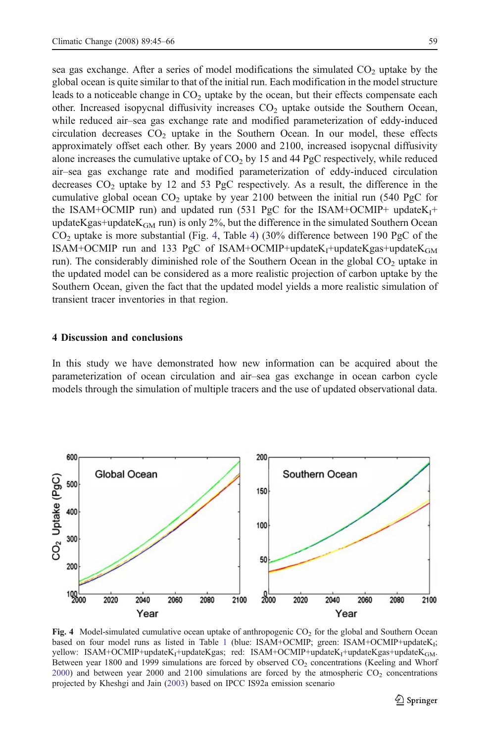sea gas exchange. After a series of model modifications the simulated $CO_2$ uptake by the global ocean is quite similar to that of the initial run. Each modification in the model structure leads to a noticeable change in $CO_2$ uptake by the ocean, but their effects compensate each other. Increased isopycnal diffusivity increases $CO_2$ uptake outside the Southern Ocean, while reduced air–sea gas exchange rate and modified parameterization of eddy-induced circulation decreases $CO_2$ uptake in the Southern Ocean. In our model, these effects approximately offset each other. By years 2000 and 2100, increased isopycnal diffusivity alone increases the cumulative uptake of $CO_2$ by 15 and 44 PgC respectively, while reduced air–sea gas exchange rate and modified parameterization of eddy-induced circulation decreases $CO_2$ uptake by 12 and 53 PgC respectively. As a result, the difference in the cumulative global ocean $CO_2$ uptake by year 2100 between the initial run (540 PgC for the ISAM+OCMIP run) and updated run (531 PgC for the ISAM+OCMIP+ update$K_I$+updateKgas+update$K_{GM}$ run) is only 2%, but the difference in the simulated Southern Ocean $CO_2$ uptake is more substantial (Fig. 4, Table 4) (30% difference between 190 PgC of the ISAM+OCMIP run and 133 PgC of ISAM+OCMIP+update$K_I$+updateKgas+update$K_{GM}$ run). The considerably diminished role of the Southern Ocean in the global $CO_2$ uptake in the updated model can be considered as a more realistic projection of carbon uptake by the Southern Ocean, given the fact that the updated model yields a more realistic simulation of transient tracer inventories in that region.

## 4 Discussion and conclusions

In this study we have demonstrated how new information can be acquired about the parameterization of ocean circulation and air–sea gas exchange in ocean carbon cycle models through the simulation of multiple tracers and the use of updated observational data.

**Fig. 4** Model-simulated cumulative ocean uptake of anthropogenic $CO_2$ for the global and Southern Ocean based on four model runs as listed in Table 1 (blue: ISAM+OCMIP; green: ISAM+OCMIP+update$K_I$; yellow: ISAM+OCMIP+update$K_I$+updateKgas; red: ISAM+OCMIP+update$K_I$+updateKgas+update$K_{GM}$. Between year 1800 and 1999 simulations are forced by observed $CO_2$ concentrations (Keeling and Whorf 2000) and between year 2000 and 2100 simulations are forced by the atmospheric $CO_2$ concentrations projected by Kheshgi and Jain (2003) based on IPCC IS92a emission scenario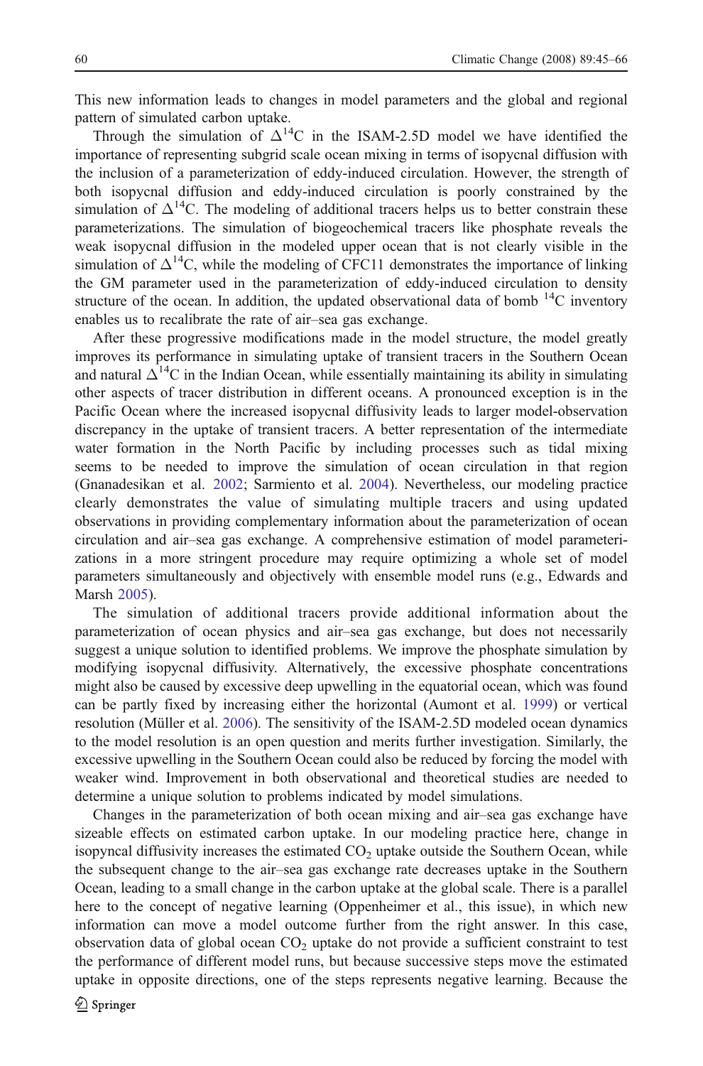This new information leads to changes in model parameters and the global and regional pattern of simulated carbon uptake.

Through the simulation of $\Delta^{14}C$ in the ISAM-2.5D model we have identified the importance of representing subgrid scale ocean mixing in terms of isopycnal diffusion with the inclusion of a parameterization of eddy-induced circulation. However, the strength of both isopycnal diffusion and eddy-induced circulation is poorly constrained by the simulation of $\Delta^{14}C$. The modeling of additional tracers helps us to better constrain these parameterizations. The simulation of biogeochemical tracers like phosphate reveals the weak isopycnal diffusion in the modeled upper ocean that is not clearly visible in the simulation of $\Delta^{14}C$, while the modeling of CFC11 demonstrates the importance of linking the GM parameter used in the parameterization of eddy-induced circulation to density structure of the ocean. In addition, the updated observational data of bomb $^{14}C$ inventory enables us to recalibrate the rate of air–sea gas exchange.

After these progressive modifications made in the model structure, the model greatly improves its performance in simulating uptake of transient tracers in the Southern Ocean and natural $\Delta^{14}C$ in the Indian Ocean, while essentially maintaining its ability in simulating other aspects of tracer distribution in different oceans. A pronounced exception is in the Pacific Ocean where the increased isopycnal diffusivity leads to larger model-observation discrepancy in the uptake of transient tracers. A better representation of the intermediate water formation in the North Pacific by including processes such as tidal mixing seems to be needed to improve the simulation of ocean circulation in that region (Gnanadesikan et al. 2002; Sarmiento et al. 2004). Nevertheless, our modeling practice clearly demonstrates the value of simulating multiple tracers and using updated observations in providing complementary information about the parameterization of ocean circulation and air–sea gas exchange. A comprehensive estimation of model parameterizations in a more stringent procedure may require optimizing a whole set of model parameters simultaneously and objectively with ensemble model runs (e.g., Edwards and Marsh 2005).

The simulation of additional tracers provide additional information about the parameterization of ocean physics and air–sea gas exchange, but does not necessarily suggest a unique solution to identified problems. We improve the phosphate simulation by modifying isopycnal diffusivity. Alternatively, the excessive phosphate concentrations might also be caused by excessive deep upwelling in the equatorial ocean, which was found can be partly fixed by increasing either the horizontal (Aumont et al. 1999) or vertical resolution (Müller et al. 2006). The sensitivity of the ISAM-2.5D modeled ocean dynamics to the model resolution is an open question and merits further investigation. Similarly, the excessive upwelling in the Southern Ocean could also be reduced by forcing the model with weaker wind. Improvement in both observational and theoretical studies are needed to determine a unique solution to problems indicated by model simulations.

Changes in the parameterization of both ocean mixing and air–sea gas exchange have sizeable effects on estimated carbon uptake. In our modeling practice here, change in isopyncal diffusivity increases the estimated $CO_2$ uptake outside the Southern Ocean, while the subsequent change to the air–sea gas exchange rate decreases uptake in the Southern Ocean, leading to a small change in the carbon uptake at the global scale. There is a parallel here to the concept of negative learning (Oppenheimer et al., this issue), in which new information can move a model outcome further from the right answer. In this case, observation data of global ocean $CO_2$ uptake do not provide a sufficient constraint to test the performance of different model runs, but because successive steps move the estimated uptake in opposite directions, one of the steps represents negative learning. Because the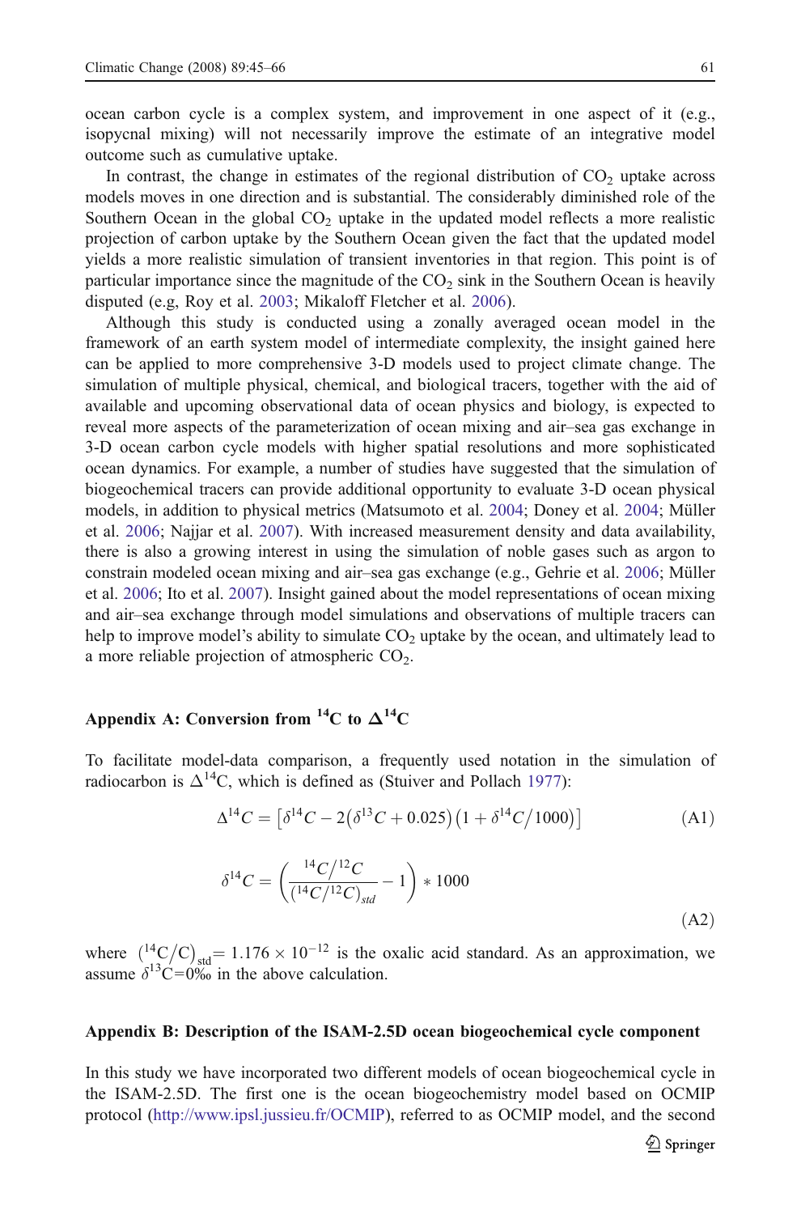ocean carbon cycle is a complex system, and improvement in one aspect of it (e.g., isopycnal mixing) will not necessarily improve the estimate of an integrative model outcome such as cumulative uptake.

In contrast, the change in estimates of the regional distribution of $CO_2$ uptake across models moves in one direction and is substantial. The considerably diminished role of the Southern Ocean in the global $CO_2$ uptake in the updated model reflects a more realistic projection of carbon uptake by the Southern Ocean given the fact that the updated model yields a more realistic simulation of transient inventories in that region. This point is of particular importance since the magnitude of the $CO_2$ sink in the Southern Ocean is heavily disputed (e.g, Roy et al. 2003; Mikaloff Fletcher et al. 2006).

Although this study is conducted using a zonally averaged ocean model in the framework of an earth system model of intermediate complexity, the insight gained here can be applied to more comprehensive 3-D models used to project climate change. The simulation of multiple physical, chemical, and biological tracers, together with the aid of available and upcoming observational data of ocean physics and biology, is expected to reveal more aspects of the parameterization of ocean mixing and air–sea gas exchange in 3-D ocean carbon cycle models with higher spatial resolutions and more sophisticated ocean dynamics. For example, a number of studies have suggested that the simulation of biogeochemical tracers can provide additional opportunity to evaluate 3-D ocean physical models, in addition to physical metrics (Matsumoto et al. 2004; Doney et al. 2004; Müller et al. 2006; Najjar et al. 2007). With increased measurement density and data availability, there is also a growing interest in using the simulation of noble gases such as argon to constrain modeled ocean mixing and air–sea gas exchange (e.g., Gehrie et al. 2006; Müller et al. 2006; Ito et al. 2007). Insight gained about the model representations of ocean mixing and air–sea exchange through model simulations and observations of multiple tracers can help to improve model's ability to simulate $CO_2$ uptake by the ocean, and ultimately lead to a more reliable projection of atmospheric $CO_2$.

## Appendix A: Conversion from $^{14}C$ to $\Delta^{14}C$

To facilitate model-data comparison, a frequently used notation in the simulation of radiocarbon is $\Delta^{14}C$, which is defined as (Stuiver and Pollach 1977):

$$\Delta^{14}C = \left[\delta^{14}C - 2\left(\delta^{13}C + 0.025\right)\left(1 + \delta^{14}C/1000\right)\right] \tag{A1}$$

$$\delta^{14}C = \left(\frac{^{14}C/^{12}C}{\left(^{14}C/^{12}C\right)_{std}} - 1\right) * 1000 \tag{A2}$$

where $\left(^{14}C/C\right)_{std} = 1.176 \times 10^{-12}$ is the oxalic acid standard. As an approximation, we assume $\delta^{13}C = 0‰$ in the above calculation.

## Appendix B: Description of the ISAM-2.5D ocean biogeochemical cycle component

In this study we have incorporated two different models of ocean biogeochemical cycle in the ISAM-2.5D. The first one is the ocean biogeochemistry model based on OCMIP protocol (http://www.ipsl.jussieu.fr/OCMIP), referred to as OCMIP model, and the second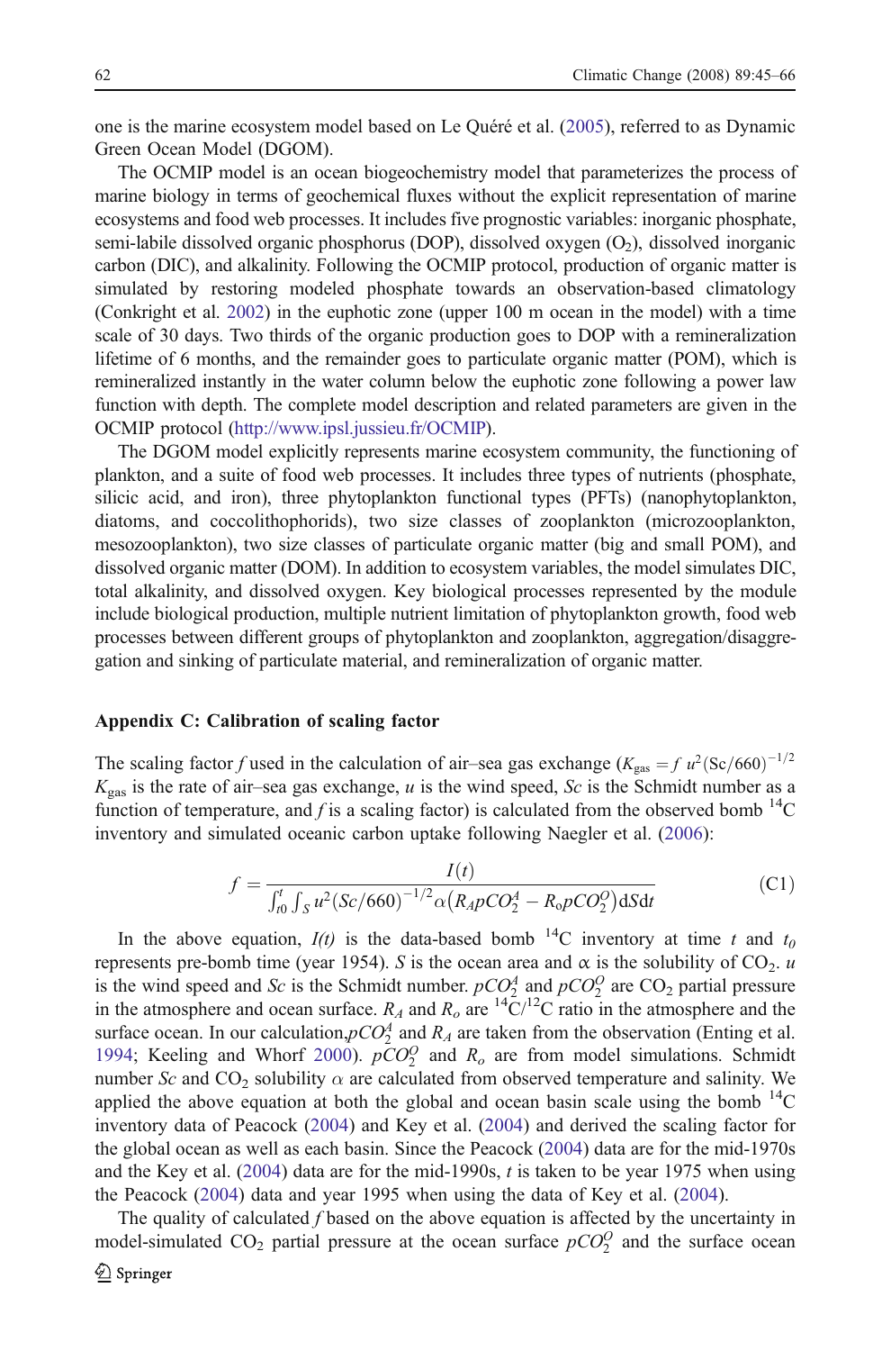one is the marine ecosystem model based on Le Quéré et al. (2005), referred to as Dynamic Green Ocean Model (DGOM).

The OCMIP model is an ocean biogeochemistry model that parameterizes the process of marine biology in terms of geochemical fluxes without the explicit representation of marine ecosystems and food web processes. It includes five prognostic variables: inorganic phosphate, semi-labile dissolved organic phosphorus (DOP), dissolved oxygen ($O_2$), dissolved inorganic carbon (DIC), and alkalinity. Following the OCMIP protocol, production of organic matter is simulated by restoring modeled phosphate towards an observation-based climatology (Conkright et al. 2002) in the euphotic zone (upper 100 m ocean in the model) with a time scale of 30 days. Two thirds of the organic production goes to DOP with a remineralization lifetime of 6 months, and the remainder goes to particulate organic matter (POM), which is remineralized instantly in the water column below the euphotic zone following a power law function with depth. The complete model description and related parameters are given in the OCMIP protocol (http://www.ipsl.jussieu.fr/OCMIP).

The DGOM model explicitly represents marine ecosystem community, the functioning of plankton, and a suite of food web processes. It includes three types of nutrients (phosphate, silicic acid, and iron), three phytoplankton functional types (PFTs) (nanophytoplankton, diatoms, and coccolithophorids), two size classes of zooplankton (microzooplankton, mesozooplankton), two size classes of particulate organic matter (big and small POM), and dissolved organic matter (DOM). In addition to ecosystem variables, the model simulates DIC, total alkalinity, and dissolved oxygen. Key biological processes represented by the module include biological production, multiple nutrient limitation of phytoplankton growth, food web processes between different groups of phytoplankton and zooplankton, aggregation/disaggregation and sinking of particulate material, and remineralization of organic matter.

### Appendix C: Calibration of scaling factor

The scaling factor $f$ used in the calculation of air–sea gas exchange ($K_{\text{gas}} = f\, u^2 (\text{Sc}/660)^{-1/2}$ $K_{\text{gas}}$ is the rate of air–sea gas exchange, $u$ is the wind speed, $Sc$ is the Schmidt number as a function of temperature, and $f$ is a scaling factor) is calculated from the observed bomb $^{14}C$ inventory and simulated oceanic carbon uptake following Naegler et al. (2006):

$$f = \frac{I(t)}{\int_{t0}^{t} \int_{S} u^2 (Sc/660)^{-1/2} \alpha \left( R_A pCO_2^A - R_o pCO_2^O \right) \mathrm{d}S \mathrm{d}t} \tag{C1}$$

In the above equation, $I(t)$ is the data-based bomb $^{14}C$ inventory at time $t$ and $t_0$ represents pre-bomb time (year 1954). $S$ is the ocean area and $\alpha$ is the solubility of $CO_2$. $u$ is the wind speed and $Sc$ is the Schmidt number. $pCO_2^A$ and $pCO_2^O$ are $CO_2$ partial pressure in the atmosphere and ocean surface. $R_A$ and $R_o$ are $^{14}C/^{12}C$ ratio in the atmosphere and the surface ocean. In our calculation, $pCO_2^A$ and $R_A$ are taken from the observation (Enting et al. 1994; Keeling and Whorf 2000). $pCO_2^O$ and $R_o$ are from model simulations. Schmidt number $Sc$ and $CO_2$ solubility $\alpha$ are calculated from observed temperature and salinity. We applied the above equation at both the global and ocean basin scale using the bomb $^{14}C$ inventory data of Peacock (2004) and Key et al. (2004) and derived the scaling factor for the global ocean as well as each basin. Since the Peacock (2004) data are for the mid-1970s and the Key et al. (2004) data are for the mid-1990s, $t$ is taken to be year 1975 when using the Peacock (2004) data and year 1995 when using the data of Key et al. (2004).

The quality of calculated $f$ based on the above equation is affected by the uncertainty in model-simulated $CO_2$ partial pressure at the ocean surface $pCO_2^O$ and the surface ocean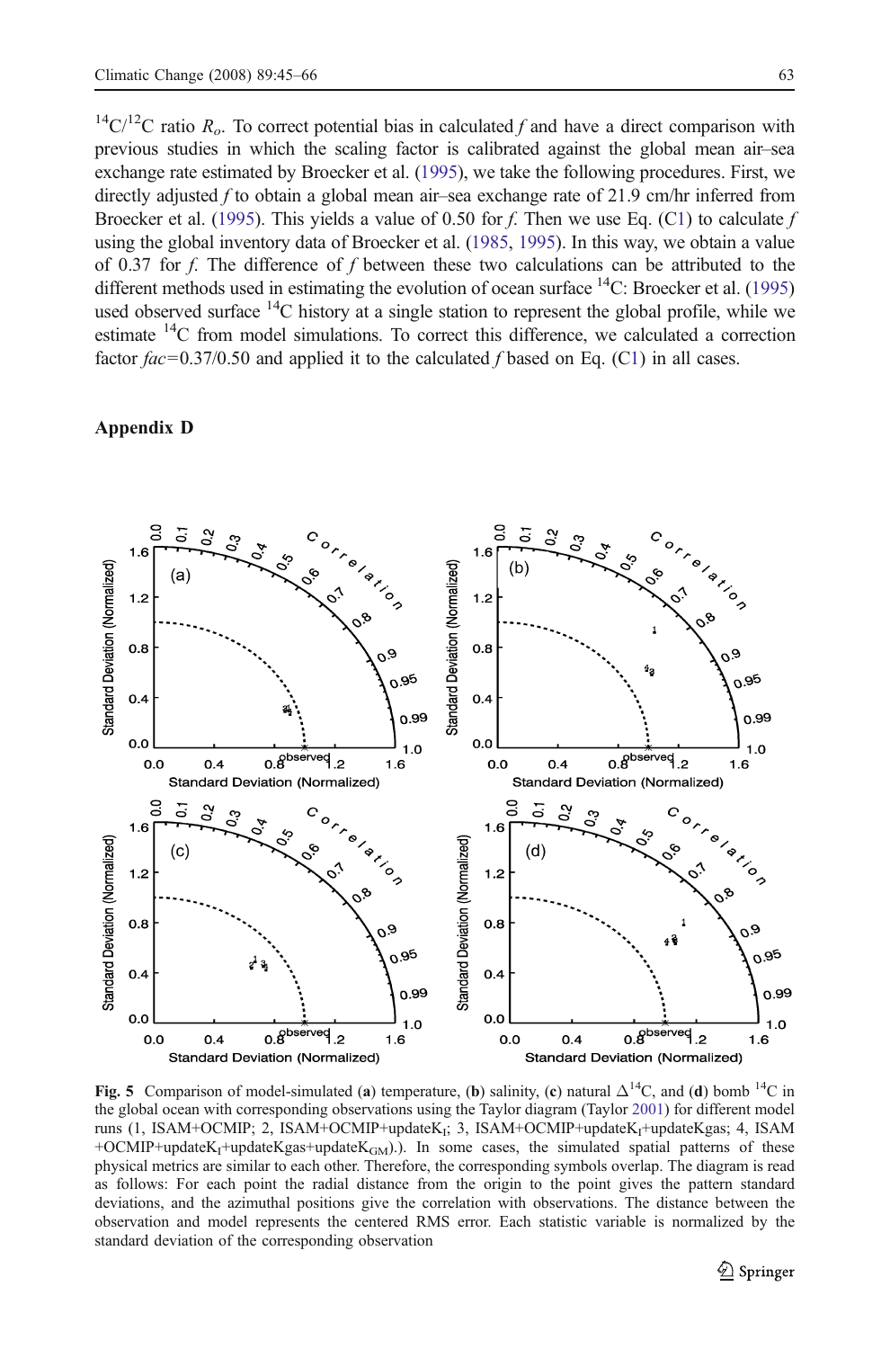$^{14}C/^{12}C$ ratio $R_o$. To correct potential bias in calculated $f$ and have a direct comparison with previous studies in which the scaling factor is calibrated against the global mean air–sea exchange rate estimated by Broecker et al. (1995), we take the following procedures. First, we directly adjusted $f$ to obtain a global mean air–sea exchange rate of 21.9 cm/hr inferred from Broecker et al. (1995). This yields a value of 0.50 for $f$. Then we use Eq. (C1) to calculate $f$ using the global inventory data of Broecker et al. (1985, 1995). In this way, we obtain a value of 0.37 for $f$. The difference of $f$ between these two calculations can be attributed to the different methods used in estimating the evolution of ocean surface $^{14}C$: Broecker et al. (1995) used observed surface $^{14}C$ history at a single station to represent the global profile, while we estimate $^{14}C$ from model simulations. To correct this difference, we calculated a correction factor $fac$=0.37/0.50 and applied it to the calculated $f$ based on Eq. (C1) in all cases.

## Appendix D

**Fig. 5** Comparison of model-simulated (**a**) temperature, (**b**) salinity, (**c**) natural $\Delta^{14}C$, and (**d**) bomb $^{14}C$ in the global ocean with corresponding observations using the Taylor diagram (Taylor 2001) for different model runs (1, ISAM+OCMIP; 2, ISAM+OCMIP+update$K_I$; 3, ISAM+OCMIP+update$K_I$+updateKgas; 4, ISAM +OCMIP+update$K_I$+updateKgas+update$K_{GM}$).). In some cases, the simulated spatial patterns of these physical metrics are similar to each other. Therefore, the corresponding symbols overlap. The diagram is read as follows: For each point the radial distance from the origin to the point gives the pattern standard deviations, and the azimuthal positions give the correlation with observations. The distance between the observation and model represents the centered RMS error. Each statistic variable is normalized by the standard deviation of the corresponding observation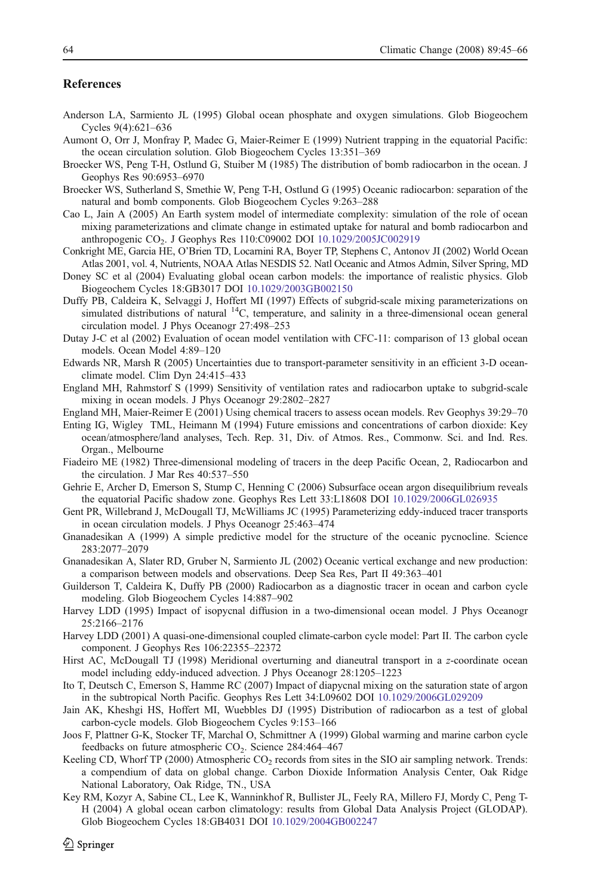## References

Anderson LA, Sarmiento JL (1995) Global ocean phosphate and oxygen simulations. Glob Biogeochem Cycles 9(4):621–636

Aumont O, Orr J, Monfray P, Madec G, Maier-Reimer E (1999) Nutrient trapping in the equatorial Pacific: the ocean circulation solution. Glob Biogeochem Cycles 13:351–369

Broecker WS, Peng T-H, Ostlund G, Stuiber M (1985) The distribution of bomb radiocarbon in the ocean. J Geophys Res 90:6953–6970

Broecker WS, Sutherland S, Smethie W, Peng T-H, Ostlund G (1995) Oceanic radiocarbon: separation of the natural and bomb components. Glob Biogeochem Cycles 9:263–288

Cao L, Jain A (2005) An Earth system model of intermediate complexity: simulation of the role of ocean mixing parameterizations and climate change in estimated uptake for natural and bomb radiocarbon and anthropogenic $CO_2$. J Geophys Res 110:C09002 DOI 10.1029/2005JC002919

Conkright ME, Garcia HE, O'Brien TD, Locarnini RA, Boyer TP, Stephens C, Antonov JI (2002) World Ocean Atlas 2001, vol. 4, Nutrients, NOAA Atlas NESDIS 52. Natl Oceanic and Atmos Admin, Silver Spring, MD

Doney SC et al (2004) Evaluating global ocean carbon models: the importance of realistic physics. Glob Biogeochem Cycles 18:GB3017 DOI 10.1029/2003GB002150

Duffy PB, Caldeira K, Selvaggi J, Hoffert MI (1997) Effects of subgrid-scale mixing parameterizations on simulated distributions of natural $^{14}C$, temperature, and salinity in a three-dimensional ocean general circulation model. J Phys Oceanogr 27:498–253

Dutay J-C et al (2002) Evaluation of ocean model ventilation with CFC-11: comparison of 13 global ocean models. Ocean Model 4:89–120

Edwards NR, Marsh R (2005) Uncertainties due to transport-parameter sensitivity in an efficient 3-D ocean-climate model. Clim Dyn 24:415–433

England MH, Rahmstorf S (1999) Sensitivity of ventilation rates and radiocarbon uptake to subgrid-scale mixing in ocean models. J Phys Oceanogr 29:2802–2827

England MH, Maier-Reimer E (2001) Using chemical tracers to assess ocean models. Rev Geophys 39:29–70

Enting IG, Wigley TML, Heimann M (1994) Future emissions and concentrations of carbon dioxide: Key ocean/atmosphere/land analyses, Tech. Rep. 31, Div. of Atmos. Res., Commonw. Sci. and Ind. Res. Organ., Melbourne

Fiadeiro ME (1982) Three-dimensional modeling of tracers in the deep Pacific Ocean, 2, Radiocarbon and the circulation. J Mar Res 40:537–550

Gehrie E, Archer D, Emerson S, Stump C, Henning C (2006) Subsurface ocean argon disequilibrium reveals the equatorial Pacific shadow zone. Geophys Res Lett 33:L18608 DOI 10.1029/2006GL026935

Gent PR, Willebrand J, McDougall TJ, McWilliams JC (1995) Parameterizing eddy-induced tracer transports in ocean circulation models. J Phys Oceanogr 25:463–474

Gnanadesikan A (1999) A simple predictive model for the structure of the oceanic pycnocline. Science 283:2077–2079

Gnanadesikan A, Slater RD, Gruber N, Sarmiento JL (2002) Oceanic vertical exchange and new production: a comparison between models and observations. Deep Sea Res, Part II 49:363–401

Guilderson T, Caldeira K, Duffy PB (2000) Radiocarbon as a diagnostic tracer in ocean and carbon cycle modeling. Glob Biogeochem Cycles 14:887–902

Harvey LDD (1995) Impact of isopycnal diffusion in a two-dimensional ocean model. J Phys Oceanogr 25:2166–2176

Harvey LDD (2001) A quasi-one-dimensional coupled climate-carbon cycle model: Part II. The carbon cycle component. J Geophys Res 106:22355–22372

Hirst AC, McDougall TJ (1998) Meridional overturning and dianeutral transport in a *z*-coordinate ocean model including eddy-induced advection. J Phys Oceanogr 28:1205–1223

Ito T, Deutsch C, Emerson S, Hamme RC (2007) Impact of diapycnal mixing on the saturation state of argon in the subtropical North Pacific. Geophys Res Lett 34:L09602 DOI 10.1029/2006GL029209

Jain AK, Kheshgi HS, Hoffert MI, Wuebbles DJ (1995) Distribution of radiocarbon as a test of global carbon-cycle models. Glob Biogeochem Cycles 9:153–166

Joos F, Plattner G-K, Stocker TF, Marchal O, Schmittner A (1999) Global warming and marine carbon cycle feedbacks on future atmospheric $CO_2$. Science 284:464–467

Keeling CD, Whorf TP (2000) Atmospheric $CO_2$ records from sites in the SIO air sampling network. Trends: a compendium of data on global change. Carbon Dioxide Information Analysis Center, Oak Ridge National Laboratory, Oak Ridge, TN., USA

Key RM, Kozyr A, Sabine CL, Lee K, Wanninkhof R, Bullister JL, Feely RA, Millero FJ, Mordy C, Peng T-H (2004) A global ocean carbon climatology: results from Global Data Analysis Project (GLODAP). Glob Biogeochem Cycles 18:GB4031 DOI 10.1029/2004GB002247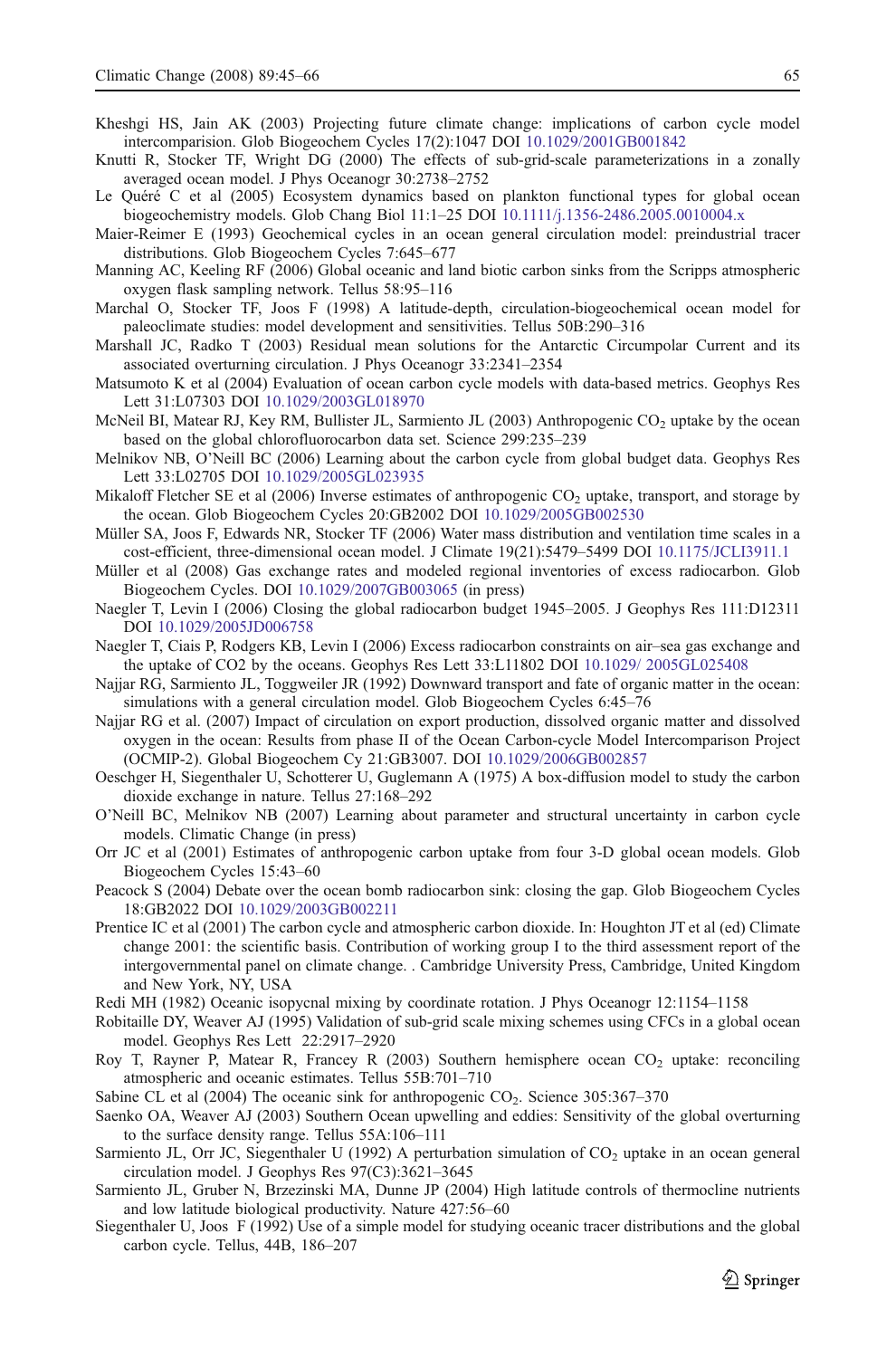Kheshgi HS, Jain AK (2003) Projecting future climate change: implications of carbon cycle model intercomparision. Glob Biogeochem Cycles 17(2):1047 DOI 10.1029/2001GB001842

Knutti R, Stocker TF, Wright DG (2000) The effects of sub-grid-scale parameterizations in a zonally averaged ocean model. J Phys Oceanogr 30:2738–2752

Le Quéré C et al (2005) Ecosystem dynamics based on plankton functional types for global ocean biogeochemistry models. Glob Chang Biol 11:1–25 DOI 10.1111/j.1365-2486.2005.0010004.x

Maier-Reimer E (1993) Geochemical cycles in an ocean general circulation model: preindustrial tracer distributions. Glob Biogeochem Cycles 7:645–677

Manning AC, Keeling RF (2006) Global oceanic and land biotic carbon sinks from the Scripps atmospheric oxygen flask sampling network. Tellus 58:95–116

Marchal O, Stocker TF, Joos F (1998) A latitude-depth, circulation-biogeochemical ocean model for paleoclimate studies: model development and sensitivities. Tellus 50B:290–316

Marshall JC, Radko T (2003) Residual mean solutions for the Antarctic Circumpolar Current and its associated overturning circulation. J Phys Oceanogr 33:2341–2354

Matsumoto K et al (2004) Evaluation of ocean carbon cycle models with data-based metrics. Geophys Res Lett 31:L07303 DOI 10.1029/2003GL018970

McNeil BI, Matear RJ, Key RM, Bullister JL, Sarmiento JL (2003) Anthropogenic $CO_2$ uptake by the ocean based on the global chlorofluorocarbon data set. Science 299:235–239

Melnikov NB, O'Neill BC (2006) Learning about the carbon cycle from global budget data. Geophys Res Lett 33:L02705 DOI 10.1029/2005GL023935

Mikaloff Fletcher SE et al (2006) Inverse estimates of anthropogenic $CO_2$ uptake, transport, and storage by the ocean. Glob Biogeochem Cycles 20:GB2002 DOI 10.1029/2005GB002530

Müller SA, Joos F, Edwards NR, Stocker TF (2006) Water mass distribution and ventilation time scales in a cost-efficient, three-dimensional ocean model. J Climate 19(21):5479–5499 DOI 10.1175/JCLI3911.1

Müller et al (2008) Gas exchange rates and modeled regional inventories of excess radiocarbon. Glob Biogeochem Cycles. DOI 10.1029/2007GB003065 (in press)

Naegler T, Levin I (2006) Closing the global radiocarbon budget 1945–2005. J Geophys Res 111:D12311 DOI 10.1029/2005JD006758

Naegler T, Ciais P, Rodgers KB, Levin I (2006) Excess radiocarbon constraints on air–sea gas exchange and the uptake of CO2 by the oceans. Geophys Res Lett 33:L11802 DOI 10.1029/ 2005GL025408

Najjar RG, Sarmiento JL, Toggweiler JR (1992) Downward transport and fate of organic matter in the ocean: simulations with a general circulation model. Glob Biogeochem Cycles 6:45–76

Najjar RG et al. (2007) Impact of circulation on export production, dissolved organic matter and dissolved oxygen in the ocean: Results from phase II of the Ocean Carbon-cycle Model Intercomparison Project (OCMIP-2). Global Biogeochem Cy 21:GB3007. DOI 10.1029/2006GB002857

Oeschger H, Siegenthaler U, Schotterer U, Guglemann A (1975) A box-diffusion model to study the carbon dioxide exchange in nature. Tellus 27:168–292

O'Neill BC, Melnikov NB (2007) Learning about parameter and structural uncertainty in carbon cycle models. Climatic Change (in press)

Orr JC et al (2001) Estimates of anthropogenic carbon uptake from four 3-D global ocean models. Glob Biogeochem Cycles 15:43–60

Peacock S (2004) Debate over the ocean bomb radiocarbon sink: closing the gap. Glob Biogeochem Cycles 18:GB2022 DOI 10.1029/2003GB002211

Prentice IC et al (2001) The carbon cycle and atmospheric carbon dioxide. In: Houghton JT et al (ed) Climate change 2001: the scientific basis. Contribution of working group I to the third assessment report of the intergovernmental panel on climate change. . Cambridge University Press, Cambridge, United Kingdom and New York, NY, USA

Redi MH (1982) Oceanic isopycnal mixing by coordinate rotation. J Phys Oceanogr 12:1154–1158

Robitaille DY, Weaver AJ (1995) Validation of sub-grid scale mixing schemes using CFCs in a global ocean model. Geophys Res Lett 22:2917–2920

Roy T, Rayner P, Matear R, Francey R (2003) Southern hemisphere ocean $CO_2$ uptake: reconciling atmospheric and oceanic estimates. Tellus 55B:701–710

Sabine CL et al (2004) The oceanic sink for anthropogenic $CO_2$. Science 305:367–370

Saenko OA, Weaver AJ (2003) Southern Ocean upwelling and eddies: Sensitivity of the global overturning to the surface density range. Tellus 55A:106–111

Sarmiento JL, Orr JC, Siegenthaler U (1992) A perturbation simulation of $CO_2$ uptake in an ocean general circulation model. J Geophys Res 97(C3):3621–3645

Sarmiento JL, Gruber N, Brzezinski MA, Dunne JP (2004) High latitude controls of thermocline nutrients and low latitude biological productivity. Nature 427:56–60

Siegenthaler U, Joos F (1992) Use of a simple model for studying oceanic tracer distributions and the global carbon cycle. Tellus, 44B, 186–207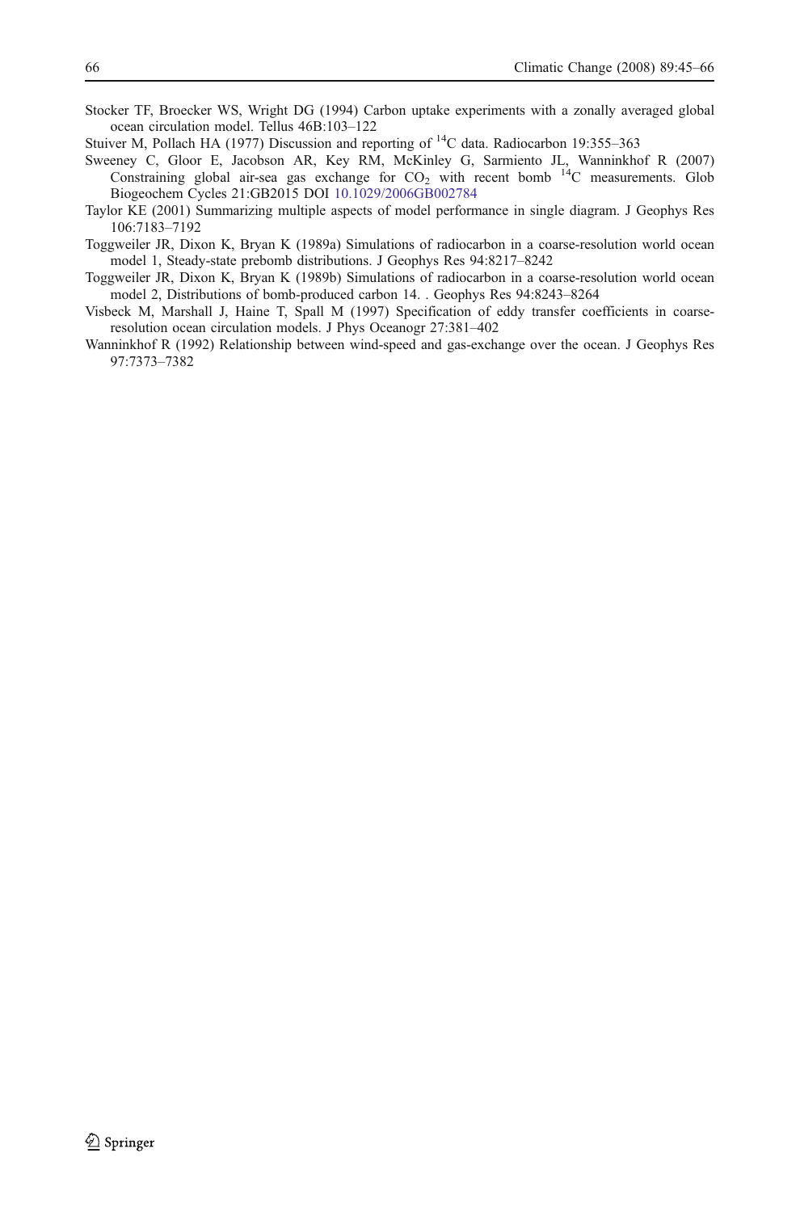Stocker TF, Broecker WS, Wright DG (1994) Carbon uptake experiments with a zonally averaged global ocean circulation model. Tellus 46B:103–122

Stuiver M, Pollach HA (1977) Discussion and reporting of $^{14}C$ data. Radiocarbon 19:355–363

Sweeney C, Gloor E, Jacobson AR, Key RM, McKinley G, Sarmiento JL, Wanninkhof R (2007) Constraining global air-sea gas exchange for $CO_2$ with recent bomb $^{14}C$ measurements. Glob Biogeochem Cycles 21:GB2015 DOI 10.1029/2006GB002784

Taylor KE (2001) Summarizing multiple aspects of model performance in single diagram. J Geophys Res 106:7183–7192

Toggweiler JR, Dixon K, Bryan K (1989a) Simulations of radiocarbon in a coarse-resolution world ocean model 1, Steady-state prebomb distributions. J Geophys Res 94:8217–8242

Toggweiler JR, Dixon K, Bryan K (1989b) Simulations of radiocarbon in a coarse-resolution world ocean model 2, Distributions of bomb-produced carbon 14. . Geophys Res 94:8243–8264

Visbeck M, Marshall J, Haine T, Spall M (1997) Specification of eddy transfer coefficients in coarse-resolution ocean circulation models. J Phys Oceanogr 27:381–402

Wanninkhof R (1992) Relationship between wind-speed and gas-exchange over the ocean. J Geophys Res 97:7373–7382